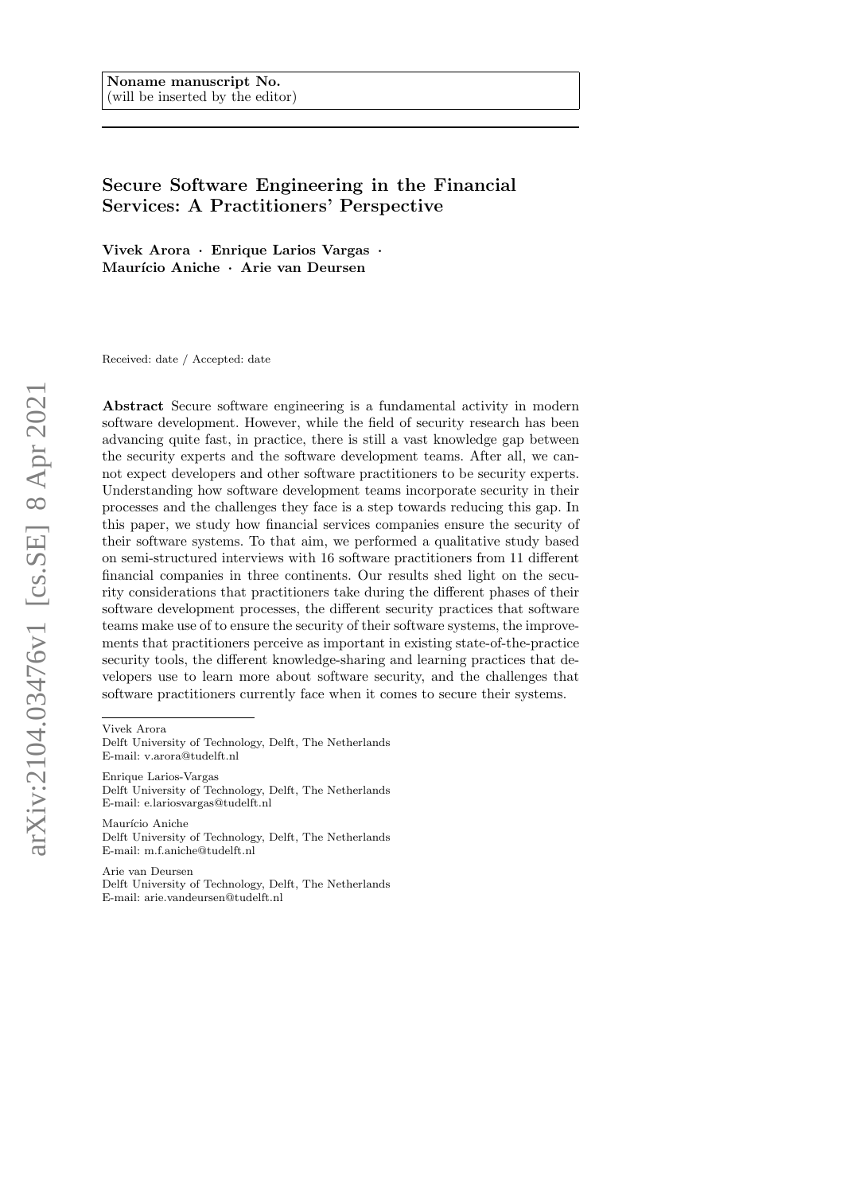Noname manuscript No.
(will be inserted by the editor)

# Secure Software Engineering in the Financial Services: A Practitioners' Perspective

**Vivek Arora · Enrique Larios Vargas · Maurício Aniche · Arie van Deursen**

Received: date / Accepted: date

**Abstract** Secure software engineering is a fundamental activity in modern software development. However, while the field of security research has been advancing quite fast, in practice, there is still a vast knowledge gap between the security experts and the software development teams. After all, we cannot expect developers and other software practitioners to be security experts. Understanding how software development teams incorporate security in their processes and the challenges they face is a step towards reducing this gap. In this paper, we study how financial services companies ensure the security of their software systems. To that aim, we performed a qualitative study based on semi-structured interviews with 16 software practitioners from 11 different financial companies in three continents. Our results shed light on the security considerations that practitioners take during the different phases of their software development processes, the different security practices that software teams make use of to ensure the security of their software systems, the improvements that practitioners perceive as important in existing state-of-the-practice security tools, the different knowledge-sharing and learning practices that developers use to learn more about software security, and the challenges that software practitioners currently face when it comes to secure their systems.

---

Vivek Arora
Delft University of Technology, Delft, The Netherlands
E-mail: v.arora@tudelft.nl

Enrique Larios-Vargas
Delft University of Technology, Delft, The Netherlands
E-mail: e.lariosvargas@tudelft.nl

Maurício Aniche
Delft University of Technology, Delft, The Netherlands
E-mail: m.f.aniche@tudelft.nl

Arie van Deursen
Delft University of Technology, Delft, The Netherlands
E-mail: arie.vandeursen@tudelft.nl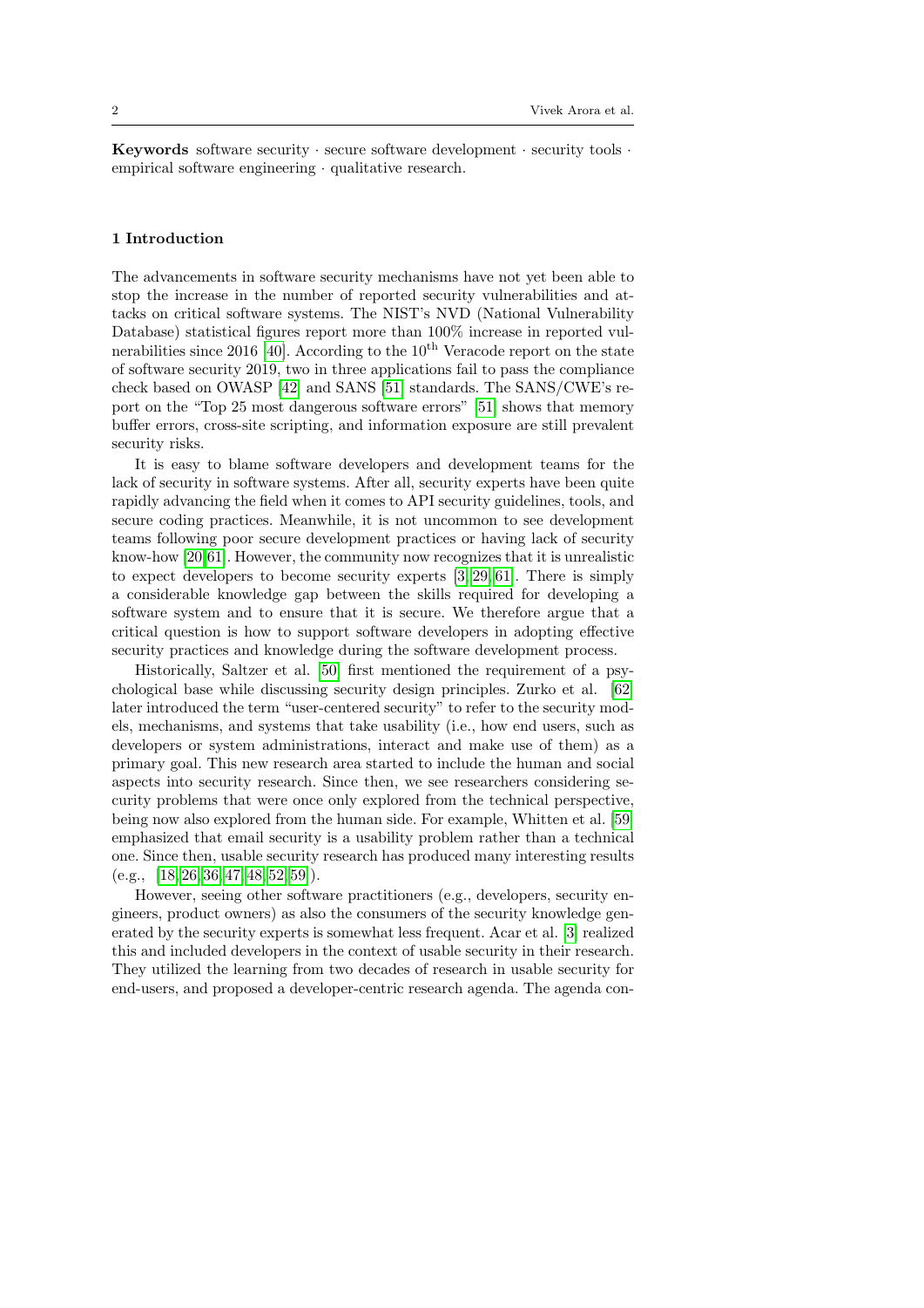**Keywords** software security · secure software development · security tools · empirical software engineering · qualitative research.

## 1 Introduction

The advancements in software security mechanisms have not yet been able to stop the increase in the number of reported security vulnerabilities and attacks on critical software systems. The NIST's NVD (National Vulnerability Database) statistical figures report more than 100% increase in reported vulnerabilities since 2016 [40]. According to the 10$^{\text{th}}$ Veracode report on the state of software security 2019, two in three applications fail to pass the compliance check based on OWASP [42] and SANS [51] standards. The SANS/CWE's report on the "Top 25 most dangerous software errors" [51] shows that memory buffer errors, cross-site scripting, and information exposure are still prevalent security risks.

It is easy to blame software developers and development teams for the lack of security in software systems. After all, security experts have been quite rapidly advancing the field when it comes to API security guidelines, tools, and secure coding practices. Meanwhile, it is not uncommon to see development teams following poor secure development practices or having lack of security know-how [20,61]. However, the community now recognizes that it is unrealistic to expect developers to become security experts [3,29,61]. There is simply a considerable knowledge gap between the skills required for developing a software system and to ensure that it is secure. We therefore argue that a critical question is how to support software developers in adopting effective security practices and knowledge during the software development process.

Historically, Saltzer et al. [50] first mentioned the requirement of a psychological base while discussing security design principles. Zurko et al. [62] later introduced the term "user-centered security" to refer to the security models, mechanisms, and systems that take usability (i.e., how end users, such as developers or system administrations, interact and make use of them) as a primary goal. This new research area started to include the human and social aspects into security research. Since then, we see researchers considering security problems that were once only explored from the technical perspective, being now also explored from the human side. For example, Whitten et al. [59] emphasized that email security is a usability problem rather than a technical one. Since then, usable security research has produced many interesting results (e.g., [18,26,36,47,48,52,59]).

However, seeing other software practitioners (e.g., developers, security engineers, product owners) as also the consumers of the security knowledge generated by the security experts is somewhat less frequent. Acar et al. [3] realized this and included developers in the context of usable security in their research. They utilized the learning from two decades of research in usable security for end-users, and proposed a developer-centric research agenda. The agenda con-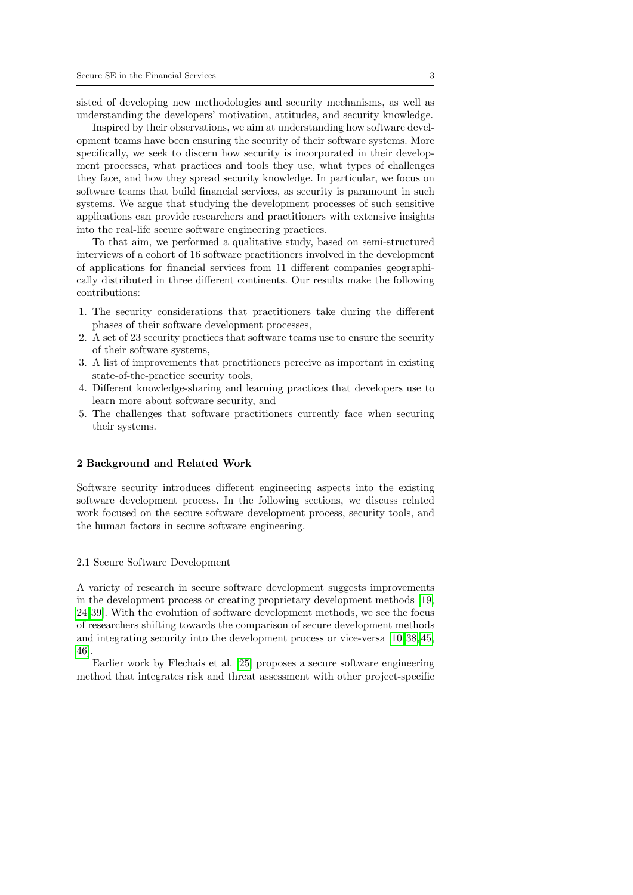sisted of developing new methodologies and security mechanisms, as well as understanding the developers' motivation, attitudes, and security knowledge.

Inspired by their observations, we aim at understanding how software development teams have been ensuring the security of their software systems. More specifically, we seek to discern how security is incorporated in their development processes, what practices and tools they use, what types of challenges they face, and how they spread security knowledge. In particular, we focus on software teams that build financial services, as security is paramount in such systems. We argue that studying the development processes of such sensitive applications can provide researchers and practitioners with extensive insights into the real-life secure software engineering practices.

To that aim, we performed a qualitative study, based on semi-structured interviews of a cohort of 16 software practitioners involved in the development of applications for financial services from 11 different companies geographically distributed in three different continents. Our results make the following contributions:

1. The security considerations that practitioners take during the different phases of their software development processes,
2. A set of 23 security practices that software teams use to ensure the security of their software systems,
3. A list of improvements that practitioners perceive as important in existing state-of-the-practice security tools,
4. Different knowledge-sharing and learning practices that developers use to learn more about software security, and
5. The challenges that software practitioners currently face when securing their systems.

## 2 Background and Related Work

Software security introduces different engineering aspects into the existing software development process. In the following sections, we discuss related work focused on the secure software development process, security tools, and the human factors in secure software engineering.

### 2.1 Secure Software Development

A variety of research in secure software development suggests improvements in the development process or creating proprietary development methods [19, 24, 39]. With the evolution of software development methods, we see the focus of researchers shifting towards the comparison of secure development methods and integrating security into the development process or vice-versa [10, 38, 45, 46].

Earlier work by Flechais et al. [25] proposes a secure software engineering method that integrates risk and threat assessment with other project-specific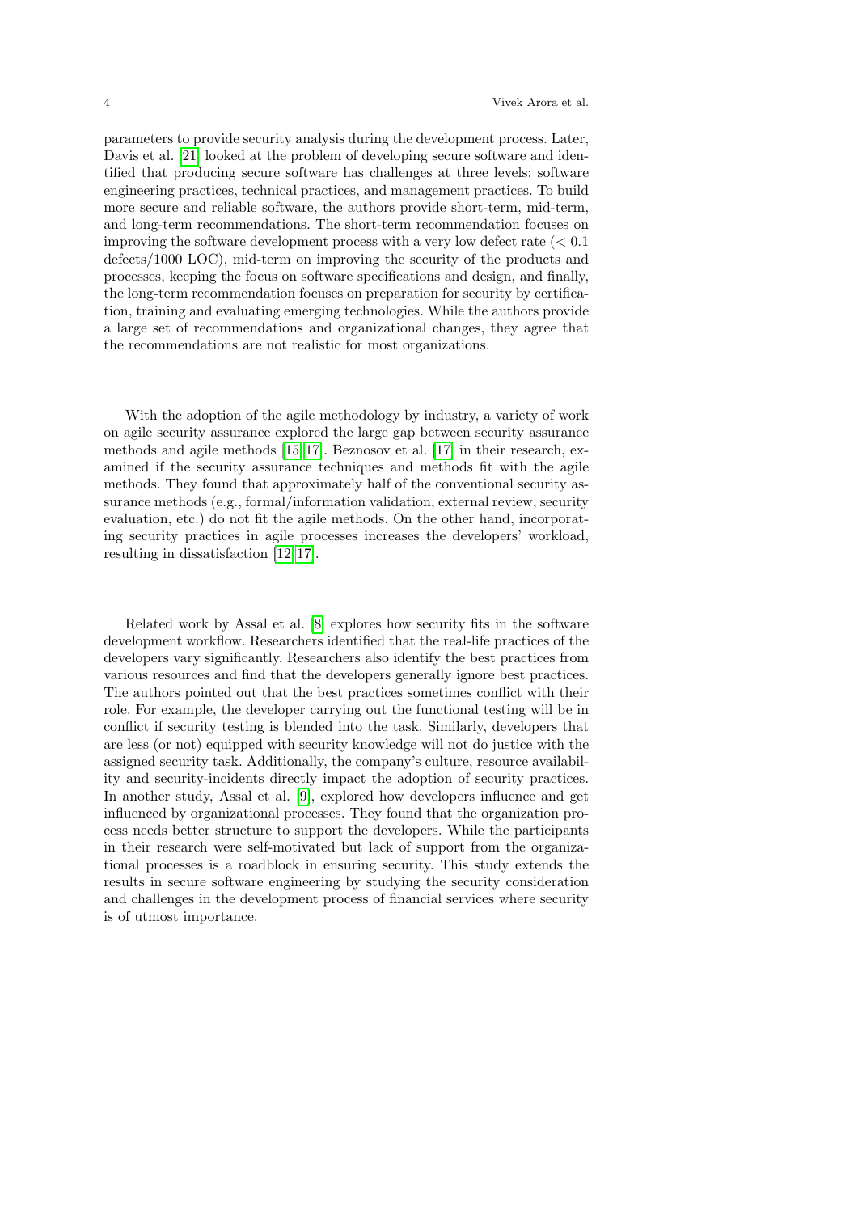parameters to provide security analysis during the development process. Later, Davis et al. [21] looked at the problem of developing secure software and identified that producing secure software has challenges at three levels: software engineering practices, technical practices, and management practices. To build more secure and reliable software, the authors provide short-term, mid-term, and long-term recommendations. The short-term recommendation focuses on improving the software development process with a very low defect rate ($< 0.1$ defects/1000 LOC), mid-term on improving the security of the products and processes, keeping the focus on software specifications and design, and finally, the long-term recommendation focuses on preparation for security by certification, training and evaluating emerging technologies. While the authors provide a large set of recommendations and organizational changes, they agree that the recommendations are not realistic for most organizations.

With the adoption of the agile methodology by industry, a variety of work on agile security assurance explored the large gap between security assurance methods and agile methods [15,17]. Beznosov et al. [17] in their research, examined if the security assurance techniques and methods fit with the agile methods. They found that approximately half of the conventional security assurance methods (e.g., formal/information validation, external review, security evaluation, etc.) do not fit the agile methods. On the other hand, incorporating security practices in agile processes increases the developers' workload, resulting in dissatisfaction [12,17].

Related work by Assal et al. [8] explores how security fits in the software development workflow. Researchers identified that the real-life practices of the developers vary significantly. Researchers also identify the best practices from various resources and find that the developers generally ignore best practices. The authors pointed out that the best practices sometimes conflict with their role. For example, the developer carrying out the functional testing will be in conflict if security testing is blended into the task. Similarly, developers that are less (or not) equipped with security knowledge will not do justice with the assigned security task. Additionally, the company's culture, resource availability and security-incidents directly impact the adoption of security practices. In another study, Assal et al. [9], explored how developers influence and get influenced by organizational processes. They found that the organization process needs better structure to support the developers. While the participants in their research were self-motivated but lack of support from the organizational processes is a roadblock in ensuring security. This study extends the results in secure software engineering by studying the security consideration and challenges in the development process of financial services where security is of utmost importance.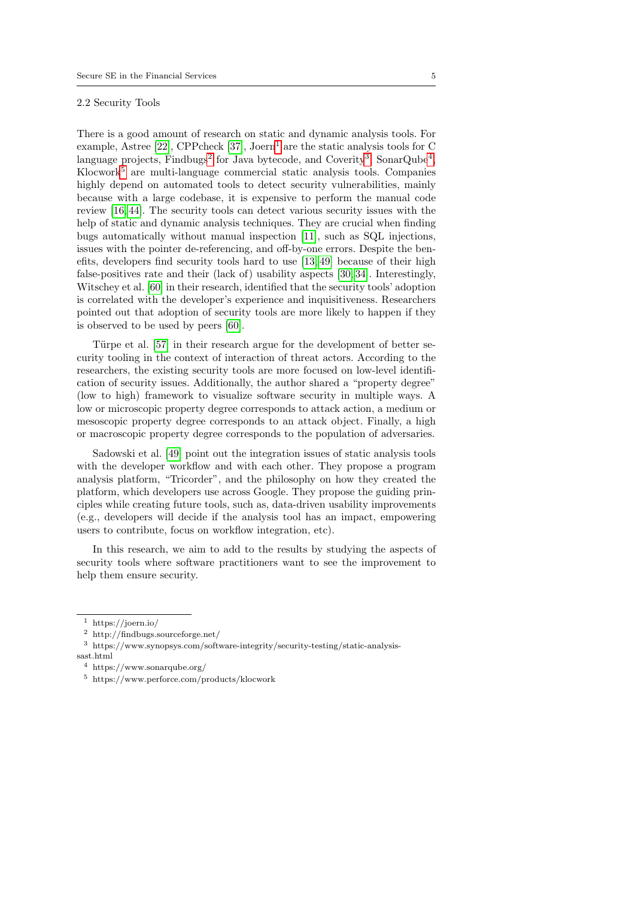### 2.2 Security Tools

There is a good amount of research on static and dynamic analysis tools. For example, Astree [22], CPPcheck [37], Joern[1] are the static analysis tools for C language projects, Findbugs[2] for Java bytecode, and Coverity[3], SonarQube[4], Klocwork[5] are multi-language commercial static analysis tools. Companies highly depend on automated tools to detect security vulnerabilities, mainly because with a large codebase, it is expensive to perform the manual code review [16,44]. The security tools can detect various security issues with the help of static and dynamic analysis techniques. They are crucial when finding bugs automatically without manual inspection [11], such as SQL injections, issues with the pointer de-referencing, and off-by-one errors. Despite the benefits, developers find security tools hard to use [13,49] because of their high false-positives rate and their (lack of) usability aspects [30,34]. Interestingly, Witschey et al. [60] in their research, identified that the security tools' adoption is correlated with the developer's experience and inquisitiveness. Researchers pointed out that adoption of security tools are more likely to happen if they is observed to be used by peers [60].

Türpe et al. [57] in their research argue for the development of better security tooling in the context of interaction of threat actors. According to the researchers, the existing security tools are more focused on low-level identification of security issues. Additionally, the author shared a "property degree" (low to high) framework to visualize software security in multiple ways. A low or microscopic property degree corresponds to attack action, a medium or mesoscopic property degree corresponds to an attack object. Finally, a high or macroscopic property degree corresponds to the population of adversaries.

Sadowski et al. [49] point out the integration issues of static analysis tools with the developer workflow and with each other. They propose a program analysis platform, "Tricorder", and the philosophy on how they created the platform, which developers use across Google. They propose the guiding principles while creating future tools, such as, data-driven usability improvements (e.g., developers will decide if the analysis tool has an impact, empowering users to contribute, focus on workflow integration, etc).

In this research, we aim to add to the results by studying the aspects of security tools where software practitioners want to see the improvement to help them ensure security.

---

[1] https://joern.io/

[2] http://findbugs.sourceforge.net/

[3] https://www.synopsys.com/software-integrity/security-testing/static-analysis-sast.html

[4] https://www.sonarqube.org/

[5] https://www.perforce.com/products/klocwork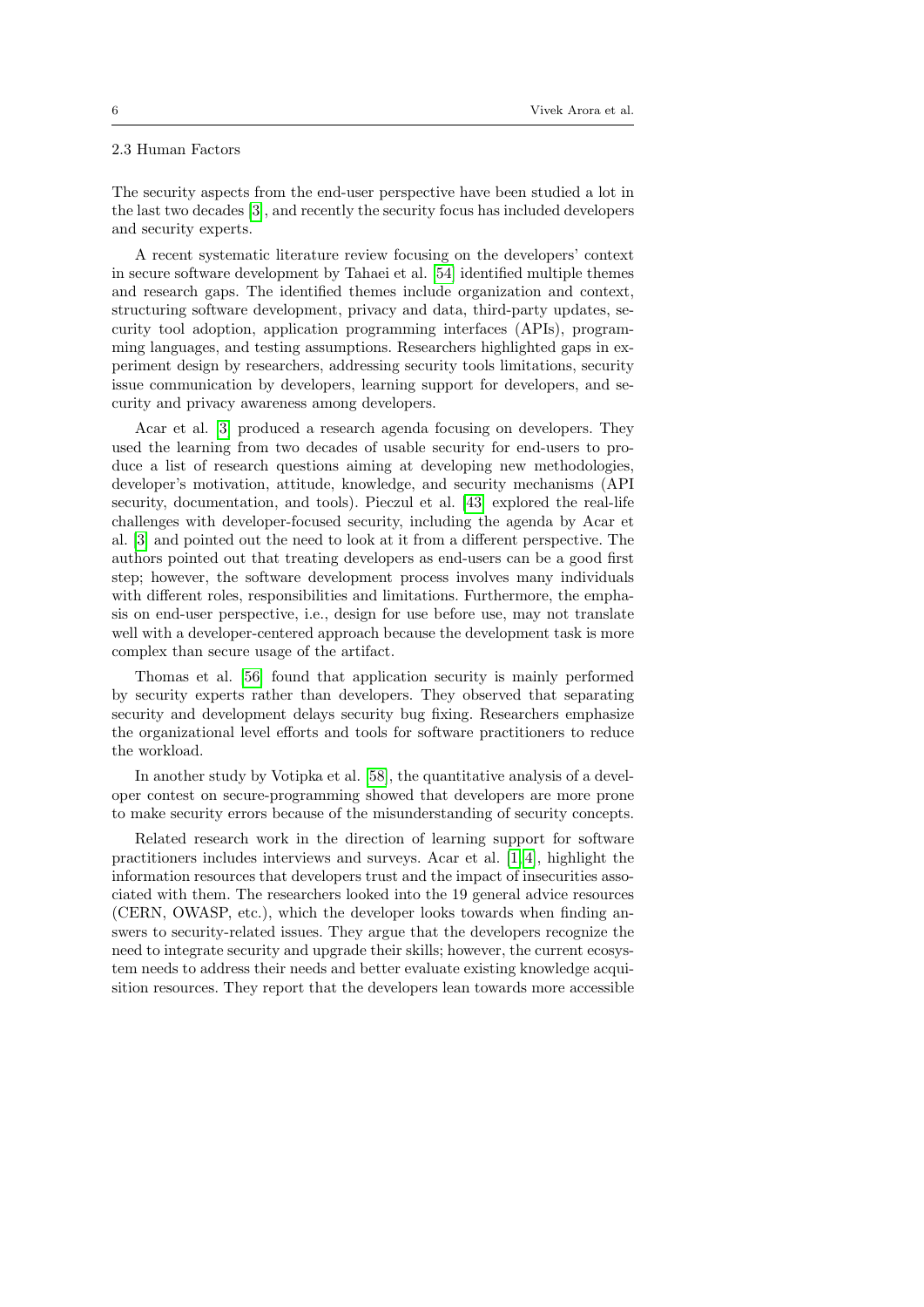### 2.3 Human Factors

The security aspects from the end-user perspective have been studied a lot in the last two decades [3], and recently the security focus has included developers and security experts.

A recent systematic literature review focusing on the developers' context in secure software development by Tahaei et al. [54] identified multiple themes and research gaps. The identified themes include organization and context, structuring software development, privacy and data, third-party updates, security tool adoption, application programming interfaces (APIs), programming languages, and testing assumptions. Researchers highlighted gaps in experiment design by researchers, addressing security tools limitations, security issue communication by developers, learning support for developers, and security and privacy awareness among developers.

Acar et al. [3] produced a research agenda focusing on developers. They used the learning from two decades of usable security for end-users to produce a list of research questions aiming at developing new methodologies, developer's motivation, attitude, knowledge, and security mechanisms (API security, documentation, and tools). Pieczul et al. [43] explored the real-life challenges with developer-focused security, including the agenda by Acar et al. [3] and pointed out the need to look at it from a different perspective. The authors pointed out that treating developers as end-users can be a good first step; however, the software development process involves many individuals with different roles, responsibilities and limitations. Furthermore, the emphasis on end-user perspective, i.e., design for use before use, may not translate well with a developer-centered approach because the development task is more complex than secure usage of the artifact.

Thomas et al. [56] found that application security is mainly performed by security experts rather than developers. They observed that separating security and development delays security bug fixing. Researchers emphasize the organizational level efforts and tools for software practitioners to reduce the workload.

In another study by Votipka et al. [58], the quantitative analysis of a developer contest on secure-programming showed that developers are more prone to make security errors because of the misunderstanding of security concepts.

Related research work in the direction of learning support for software practitioners includes interviews and surveys. Acar et al. [1,4], highlight the information resources that developers trust and the impact of insecurities associated with them. The researchers looked into the 19 general advice resources (CERN, OWASP, etc.), which the developer looks towards when finding answers to security-related issues. They argue that the developers recognize the need to integrate security and upgrade their skills; however, the current ecosystem needs to address their needs and better evaluate existing knowledge acquisition resources. They report that the developers lean towards more accessible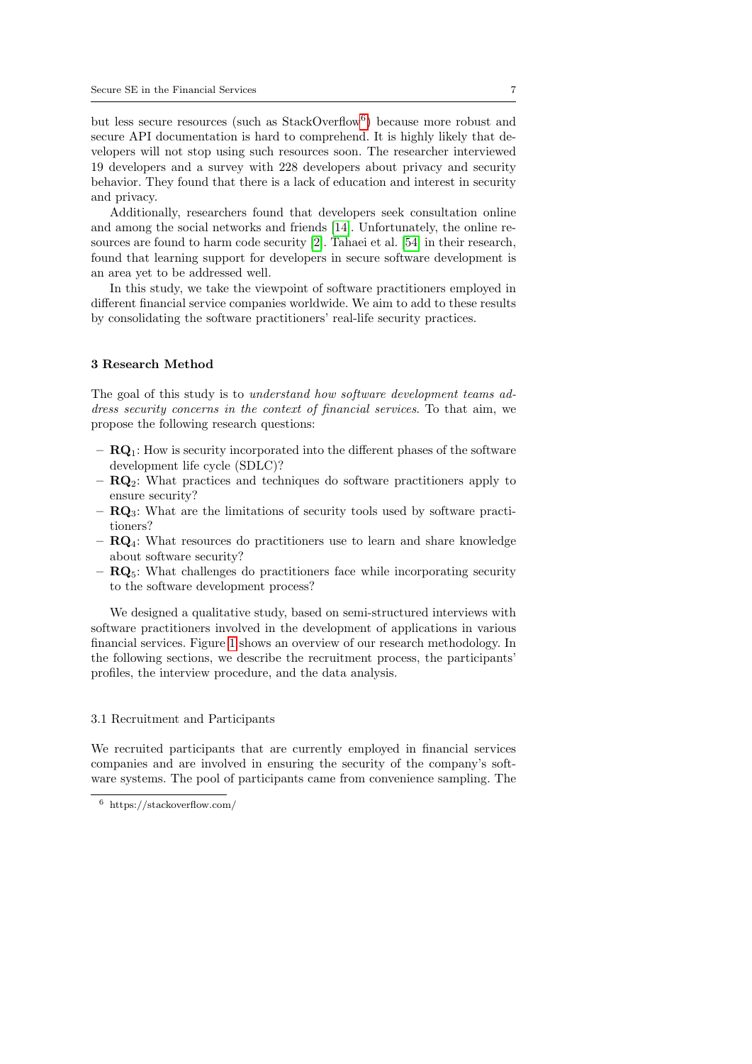but less secure resources (such as StackOverflow[6]) because more robust and secure API documentation is hard to comprehend. It is highly likely that developers will not stop using such resources soon. The researcher interviewed 19 developers and a survey with 228 developers about privacy and security behavior. They found that there is a lack of education and interest in security and privacy.

Additionally, researchers found that developers seek consultation online and among the social networks and friends [14]. Unfortunately, the online resources are found to harm code security [2]. Tahaei et al. [54] in their research, found that learning support for developers in secure software development is an area yet to be addressed well.

In this study, we take the viewpoint of software practitioners employed in different financial service companies worldwide. We aim to add to these results by consolidating the software practitioners' real-life security practices.

## 3 Research Method

The goal of this study is to *understand how software development teams address security concerns in the context of financial services*. To that aim, we propose the following research questions:

- **RQ**$_1$: How is security incorporated into the different phases of the software development life cycle (SDLC)?
- **RQ**$_2$: What practices and techniques do software practitioners apply to ensure security?
- **RQ**$_3$: What are the limitations of security tools used by software practitioners?
- **RQ**$_4$: What resources do practitioners use to learn and share knowledge about software security?
- **RQ**$_5$: What challenges do practitioners face while incorporating security to the software development process?

We designed a qualitative study, based on semi-structured interviews with software practitioners involved in the development of applications in various financial services. Figure 1 shows an overview of our research methodology. In the following sections, we describe the recruitment process, the participants' profiles, the interview procedure, and the data analysis.

### 3.1 Recruitment and Participants

We recruited participants that are currently employed in financial services companies and are involved in ensuring the security of the company's software systems. The pool of participants came from convenience sampling. The

[6] https://stackoverflow.com/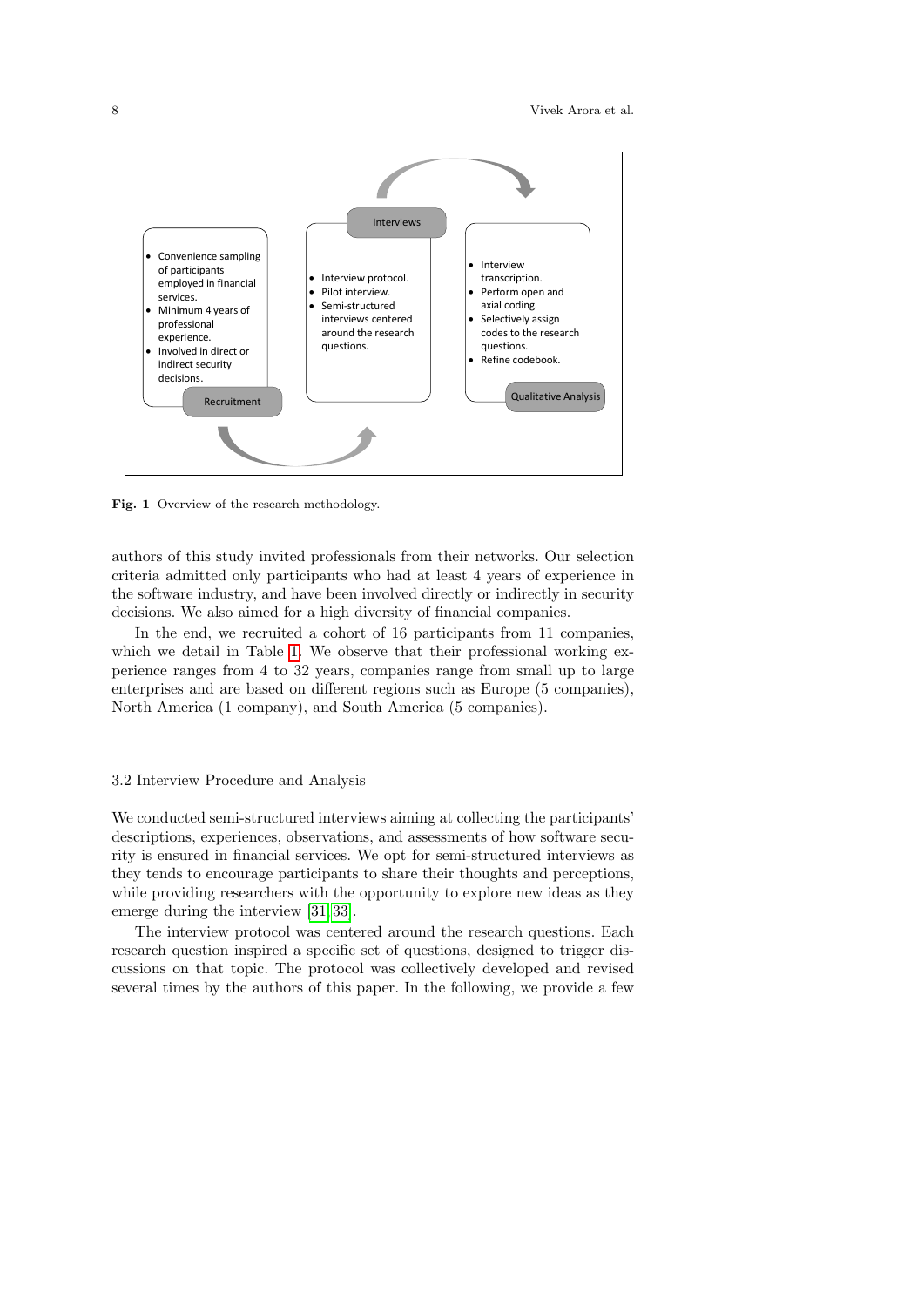**Recruitment**

- Convenience sampling of participants employed in financial services.
- Minimum 4 years of professional experience.
- Involved in direct or indirect security decisions.

**Interviews**

- Interview protocol.
- Pilot interview.
- Semi-structured interviews centered around the research questions.

**Qualitative Analysis**

- Interview transcription.
- Perform open and axial coding.
- Selectively assign codes to the research questions.
- Refine codebook.

**Fig. 1** Overview of the research methodology.

authors of this study invited professionals from their networks. Our selection criteria admitted only participants who had at least 4 years of experience in the software industry, and have been involved directly or indirectly in security decisions. We also aimed for a high diversity of financial companies.

In the end, we recruited a cohort of 16 participants from 11 companies, which we detail in Table 1. We observe that their professional working experience ranges from 4 to 32 years, companies range from small up to large enterprises and are based on different regions such as Europe (5 companies), North America (1 company), and South America (5 companies).

### 3.2 Interview Procedure and Analysis

We conducted semi-structured interviews aiming at collecting the participants' descriptions, experiences, observations, and assessments of how software security is ensured in financial services. We opt for semi-structured interviews as they tends to encourage participants to share their thoughts and perceptions, while providing researchers with the opportunity to explore new ideas as they emerge during the interview [31, 33].

The interview protocol was centered around the research questions. Each research question inspired a specific set of questions, designed to trigger discussions on that topic. The protocol was collectively developed and revised several times by the authors of this paper. In the following, we provide a few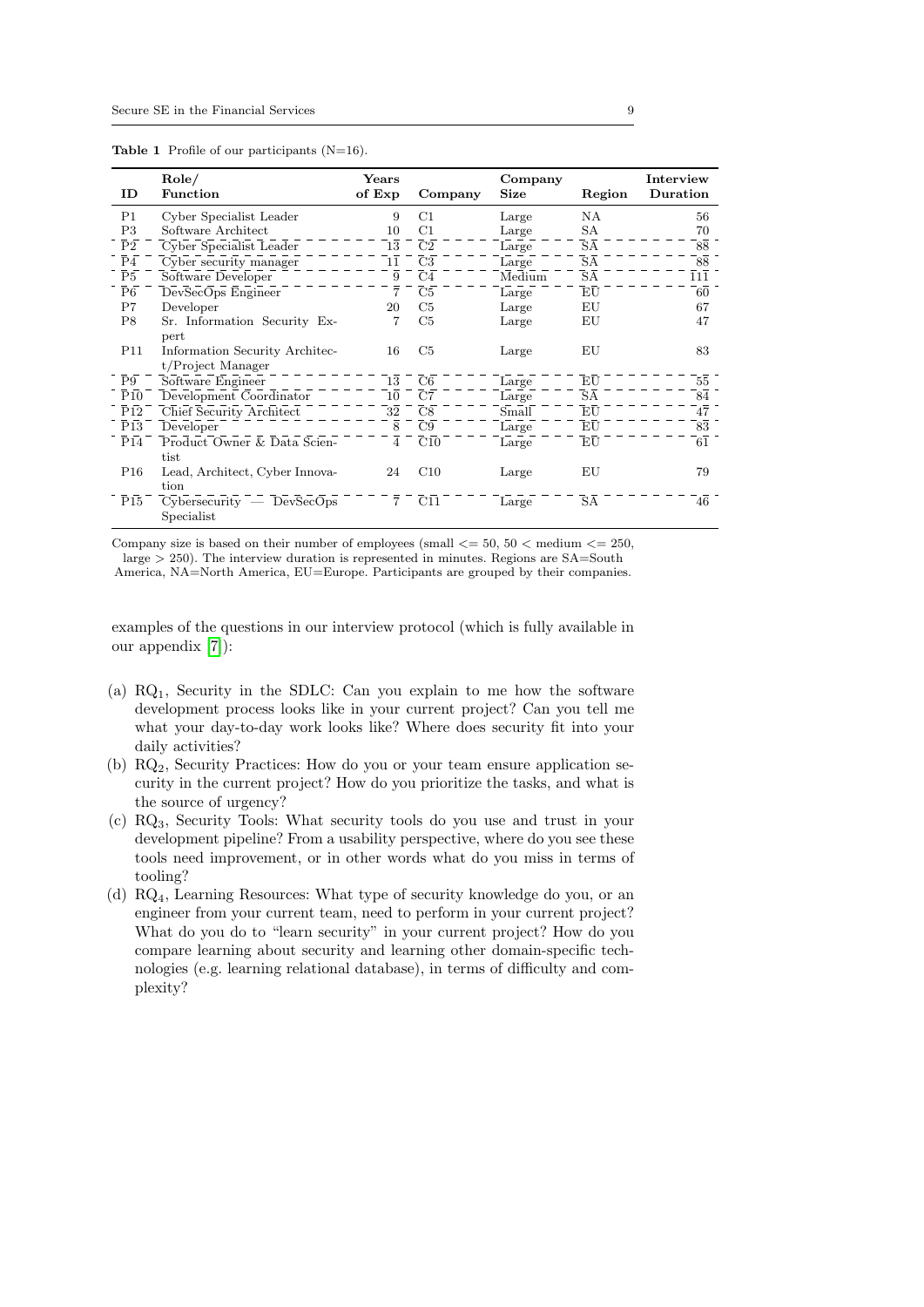**Table 1** Profile of our participants (N=16).

| ID | Role/ Function | Years of Exp | Company | Company Size | Region | Interview Duration |
|---|---|---|---|---|---|---|
| P1 | Cyber Specialist Leader | 9 | C1 | Large | NA | 56 |
| P3 | Software Architect | 10 | C1 | Large | SA | 70 |
| P2 | Cyber Specialist Leader | 13 | C2 | Large | SA | 88 |
| P4 | Cyber security manager | 11 | C3 | Large | SA | 88 |
| P5 | Software Developer | 9 | C4 | Medium | SA | 111 |
| P6 | DevSecOps Engineer | 7 | C5 | Large | EU | 60 |
| P7 | Developer | 20 | C5 | Large | EU | 67 |
| P8 | Sr. Information Security Expert | 7 | C5 | Large | EU | 47 |
| P11 | Information Security Architect/Project Manager | 16 | C5 | Large | EU | 83 |
| P9 | Software Engineer | 13 | C6 | Large | EU | 55 |
| P10 | Development Coordinator | 10 | C7 | Large | SA | 84 |
| P12 | Chief Security Architect | 32 | C8 | Small | EU | 47 |
| P13 | Developer | 8 | C9 | Large | EU | 83 |
| P14 | Product Owner & Data Scientist | 4 | C10 | Large | EU | 61 |
| P16 | Lead, Architect, Cyber Innovation | 24 | C10 | Large | EU | 79 |
| P15 | Cybersecurity — DevSecOps Specialist | 7 | C11 | Large | SA | 46 |

Company size is based on their number of employees (small <= 50, 50 < medium <= 250, large > 250). The interview duration is represented in minutes. Regions are SA=South America, NA=North America, EU=Europe. Participants are grouped by their companies.

examples of the questions in our interview protocol (which is fully available in our appendix [7]):

(a) $RQ_1$, Security in the SDLC: Can you explain to me how the software development process looks like in your current project? Can you tell me what your day-to-day work looks like? Where does security fit into your daily activities?
(b) $RQ_2$, Security Practices: How do you or your team ensure application security in the current project? How do you prioritize the tasks, and what is the source of urgency?
(c) $RQ_3$, Security Tools: What security tools do you use and trust in your development pipeline? From a usability perspective, where do you see these tools need improvement, or in other words what do you miss in terms of tooling?
(d) $RQ_4$, Learning Resources: What type of security knowledge do you, or an engineer from your current team, need to perform in your current project? What do you do to "learn security" in your current project? How do you compare learning about security and learning other domain-specific technologies (e.g. learning relational database), in terms of difficulty and complexity?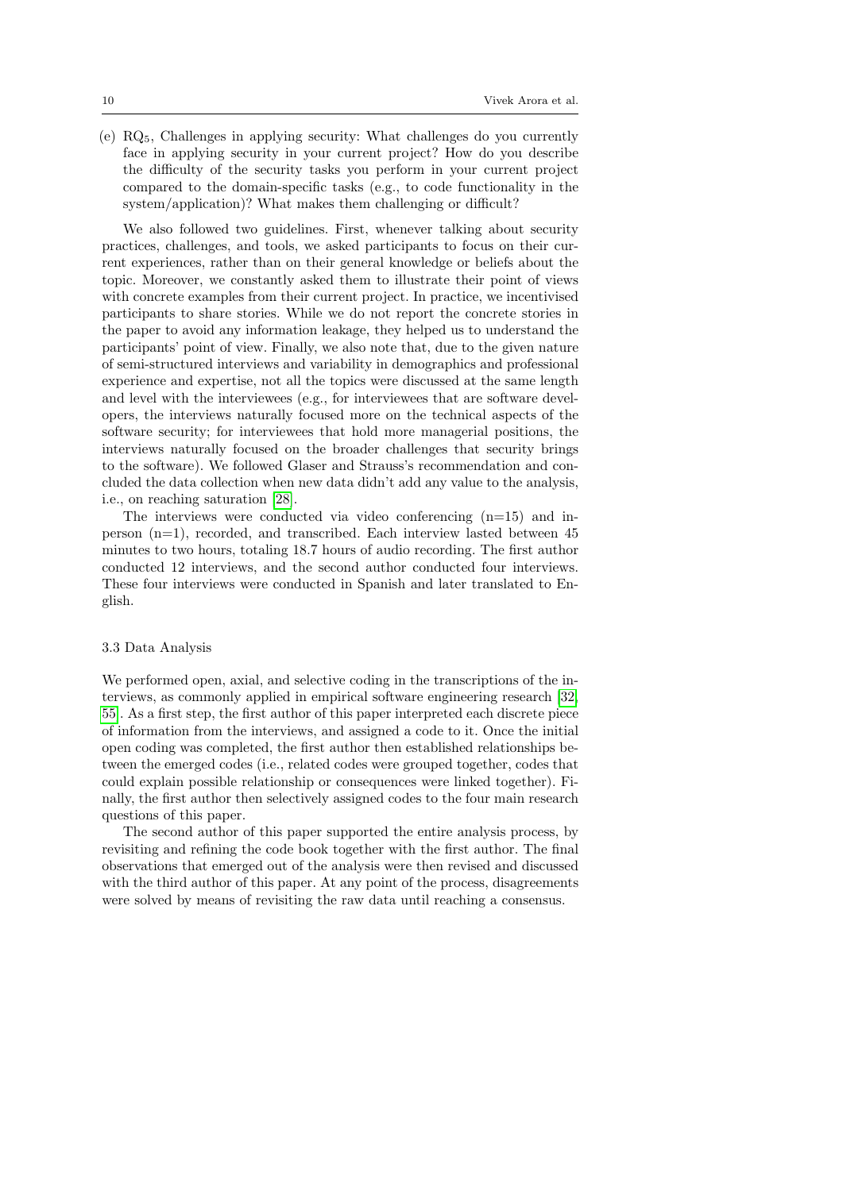(e) $RQ_5$, Challenges in applying security: What challenges do you currently face in applying security in your current project? How do you describe the difficulty of the security tasks you perform in your current project compared to the domain-specific tasks (e.g., to code functionality in the system/application)? What makes them challenging or difficult?

We also followed two guidelines. First, whenever talking about security practices, challenges, and tools, we asked participants to focus on their current experiences, rather than on their general knowledge or beliefs about the topic. Moreover, we constantly asked them to illustrate their point of views with concrete examples from their current project. In practice, we incentivised participants to share stories. While we do not report the concrete stories in the paper to avoid any information leakage, they helped us to understand the participants' point of view. Finally, we also note that, due to the given nature of semi-structured interviews and variability in demographics and professional experience and expertise, not all the topics were discussed at the same length and level with the interviewees (e.g., for interviewees that are software developers, the interviews naturally focused more on the technical aspects of the software security; for interviewees that hold more managerial positions, the interviews naturally focused on the broader challenges that security brings to the software). We followed Glaser and Strauss's recommendation and concluded the data collection when new data didn't add any value to the analysis, i.e., on reaching saturation [28].

The interviews were conducted via video conferencing (n=15) and in-person (n=1), recorded, and transcribed. Each interview lasted between 45 minutes to two hours, totaling 18.7 hours of audio recording. The first author conducted 12 interviews, and the second author conducted four interviews. These four interviews were conducted in Spanish and later translated to English.

### 3.3 Data Analysis

We performed open, axial, and selective coding in the transcriptions of the interviews, as commonly applied in empirical software engineering research [32, 55]. As a first step, the first author of this paper interpreted each discrete piece of information from the interviews, and assigned a code to it. Once the initial open coding was completed, the first author then established relationships between the emerged codes (i.e., related codes were grouped together, codes that could explain possible relationship or consequences were linked together). Finally, the first author then selectively assigned codes to the four main research questions of this paper.

The second author of this paper supported the entire analysis process, by revisiting and refining the code book together with the first author. The final observations that emerged out of the analysis were then revised and discussed with the third author of this paper. At any point of the process, disagreements were solved by means of revisiting the raw data until reaching a consensus.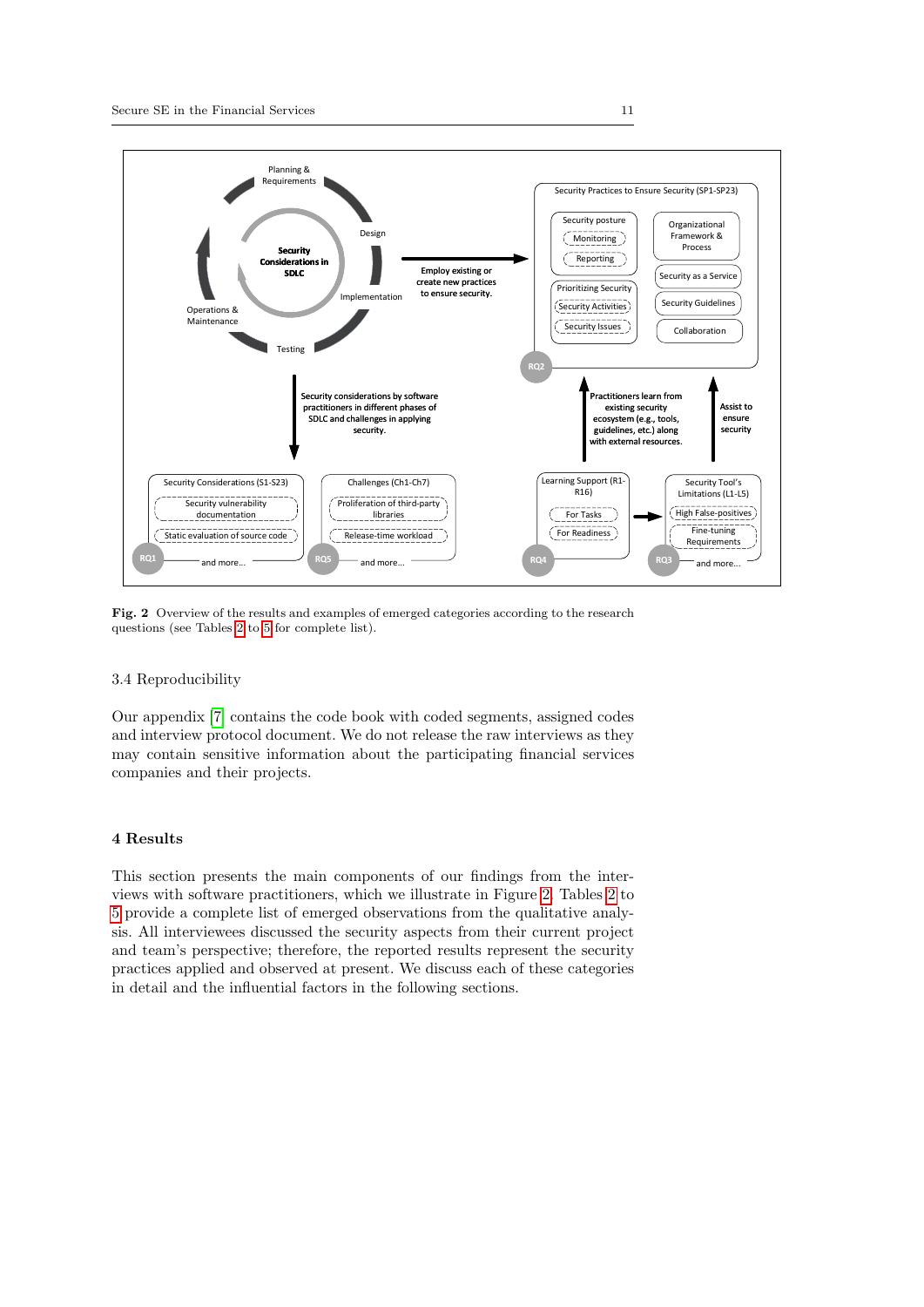**Fig. 2** Overview of the results and examples of emerged categories according to the research questions (see Tables 2 to 5 for complete list).

3.4 Reproducibility

Our appendix [7] contains the code book with coded segments, assigned codes and interview protocol document. We do not release the raw interviews as they may contain sensitive information about the participating financial services companies and their projects.

## 4 Results

This section presents the main components of our findings from the interviews with software practitioners, which we illustrate in Figure 2. Tables 2 to 5 provide a complete list of emerged observations from the qualitative analysis. All interviewees discussed the security aspects from their current project and team's perspective; therefore, the reported results represent the security practices applied and observed at present. We discuss each of these categories in detail and the influential factors in the following sections.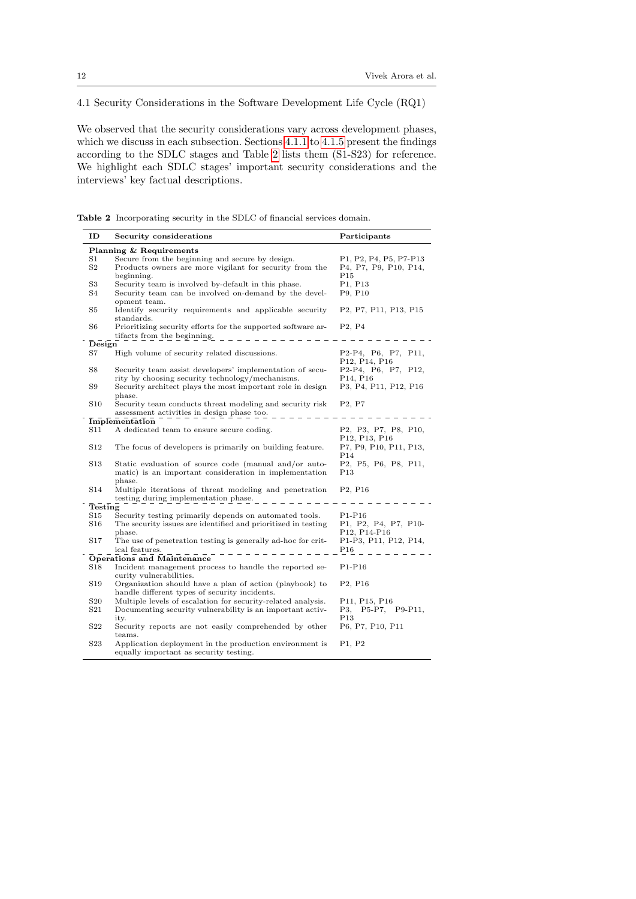### 4.1 Security Considerations in the Software Development Life Cycle (RQ1)

We observed that the security considerations vary across development phases, which we discuss in each subsection. Sections 4.1.1 to 4.1.5 present the findings according to the SDLC stages and Table 2 lists them (S1-S23) for reference. We highlight each SDLC stages' important security considerations and the interviews' key factual descriptions.

**Table 2** Incorporating security in the SDLC of financial services domain.

| ID | Security considerations | Participants |
|---|---|---|
| | **Planning & Requirements** | |
| S1 | Secure from the beginning and secure by design. | P1, P2, P4, P5, P7-P13 |
| S2 | Products owners are more vigilant for security from the beginning. | P4, P7, P9, P10, P14, P15 |
| S3 | Security team is involved by-default in this phase. | P1, P13 |
| S4 | Security team can be involved on-demand by the development team. | P9, P10 |
| S5 | Identify security requirements and applicable security standards. | P2, P7, P11, P13, P15 |
| S6 | Prioritizing security efforts for the supported software artifacts from the beginning. | P2, P4 |
| | **Design** | |
| S7 | High volume of security related discussions. | P2-P4, P6, P7, P11, P12, P14, P16 |
| S8 | Security team assist developers' implementation of security by choosing security technology/mechanisms. | P2-P4, P6, P7, P12, P14, P16 |
| S9 | Security architect plays the most important role in design phase. | P3, P4, P11, P12, P16 |
| S10 | Security team conducts threat modeling and security risk assessment activities in design phase too. | P2, P7 |
| | **Implementation** | |
| S11 | A dedicated team to ensure secure coding. | P2, P3, P7, P8, P10, P12, P13, P16 |
| S12 | The focus of developers is primarily on building feature. | P7, P9, P10, P11, P13, P14 |
| S13 | Static evaluation of source code (manual and/or automatic) is an important consideration in implementation phase. | P2, P5, P6, P8, P11, P13 |
| S14 | Multiple iterations of threat modeling and penetration testing during implementation phase. | P2, P16 |
| | **Testing** | |
| S15 | Security testing primarily depends on automated tools. | P1-P16 |
| S16 | The security issues are identified and prioritized in testing phase. | P1, P2, P4, P7, P10-P12, P14-P16 |
| S17 | The use of penetration testing is generally ad-hoc for critical features. | P1-P3, P11, P12, P14, P16 |
| | **Operations and Maintenance** | |
| S18 | Incident management process to handle the reported security vulnerabilities. | P1-P16 |
| S19 | Organization should have a plan of action (playbook) to handle different types of security incidents. | P2, P16 |
| S20 | Multiple levels of escalation for security-related analysis. | P11, P15, P16 |
| S21 | Documenting security vulnerability is an important activity. | P3, P5-P7, P9-P11, P13 |
| S22 | Security reports are not easily comprehended by other teams. | P6, P7, P10, P11 |
| S23 | Application deployment in the production environment is equally important as security testing. | P1, P2 |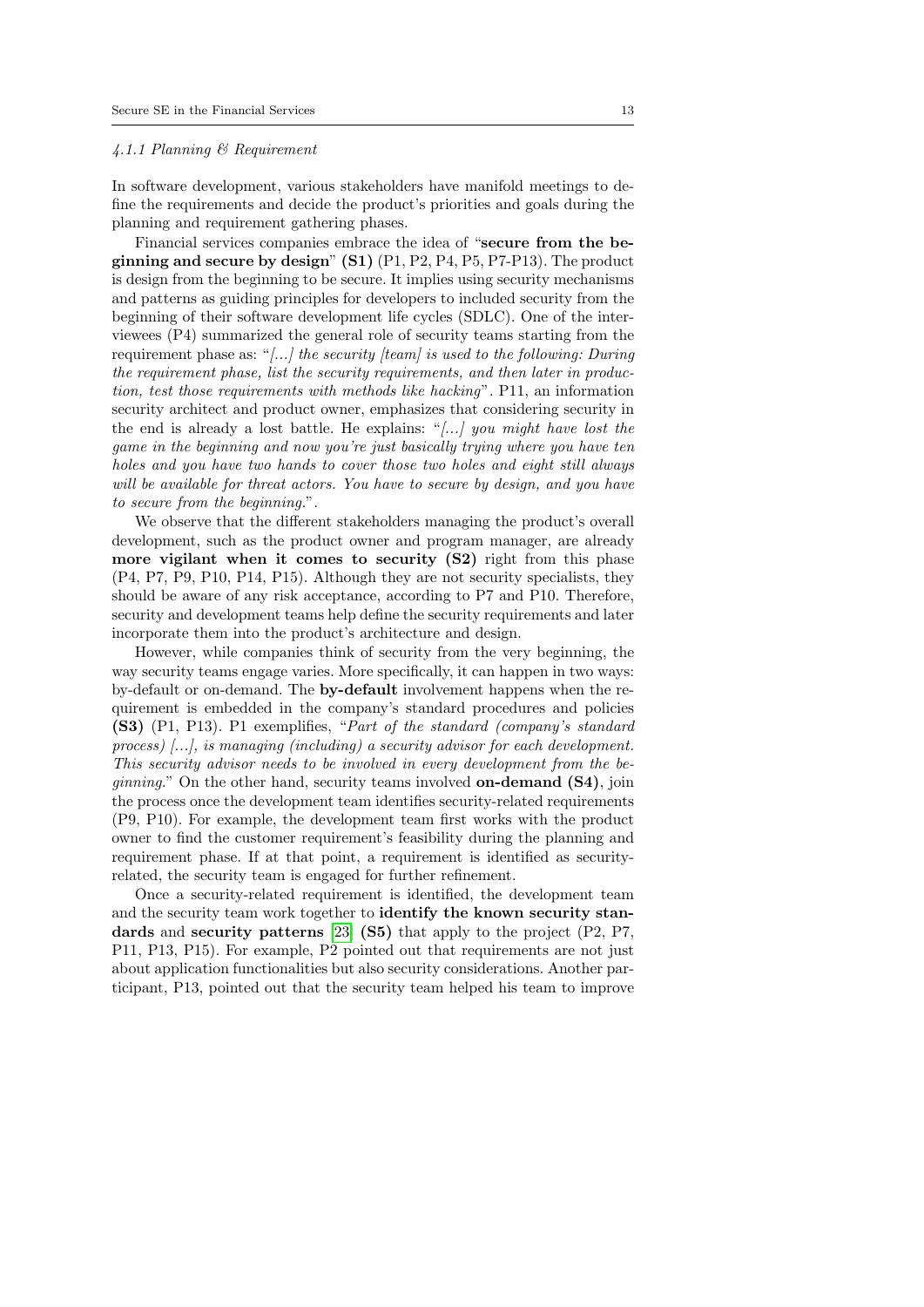#### *4.1.1 Planning & Requirement*

In software development, various stakeholders have manifold meetings to define the requirements and decide the product's priorities and goals during the planning and requirement gathering phases.

Financial services companies embrace the idea of "**secure from the beginning and secure by design**" **(S1)** (P1, P2, P4, P5, P7-P13). The product is design from the beginning to be secure. It implies using security mechanisms and patterns as guiding principles for developers to included security from the beginning of their software development life cycles (SDLC). One of the interviewees (P4) summarized the general role of security teams starting from the requirement phase as: "*[...] the security [team] is used to the following: During the requirement phase, list the security requirements, and then later in production, test those requirements with methods like hacking*". P11, an information security architect and product owner, emphasizes that considering security in the end is already a lost battle. He explains: "*[...] you might have lost the game in the beginning and now you're just basically trying where you have ten holes and you have two hands to cover those two holes and eight still always will be available for threat actors. You have to secure by design, and you have to secure from the beginning.*".

We observe that the different stakeholders managing the product's overall development, such as the product owner and program manager, are already **more vigilant when it comes to security (S2)** right from this phase (P4, P7, P9, P10, P14, P15). Although they are not security specialists, they should be aware of any risk acceptance, according to P7 and P10. Therefore, security and development teams help define the security requirements and later incorporate them into the product's architecture and design.

However, while companies think of security from the very beginning, the way security teams engage varies. More specifically, it can happen in two ways: by-default or on-demand. The **by-default** involvement happens when the requirement is embedded in the company's standard procedures and policies **(S3)** (P1, P13). P1 exemplifies, "*Part of the standard (company's standard process) [...], is managing (including) a security advisor for each development. This security advisor needs to be involved in every development from the beginning.*" On the other hand, security teams involved **on-demand (S4)**, join the process once the development team identifies security-related requirements (P9, P10). For example, the development team first works with the product owner to find the customer requirement's feasibility during the planning and requirement phase. If at that point, a requirement is identified as security-related, the security team is engaged for further refinement.

Once a security-related requirement is identified, the development team and the security team work together to **identify the known security standards** and **security patterns** [23] **(S5)** that apply to the project (P2, P7, P11, P13, P15). For example, P2 pointed out that requirements are not just about application functionalities but also security considerations. Another participant, P13, pointed out that the security team helped his team to improve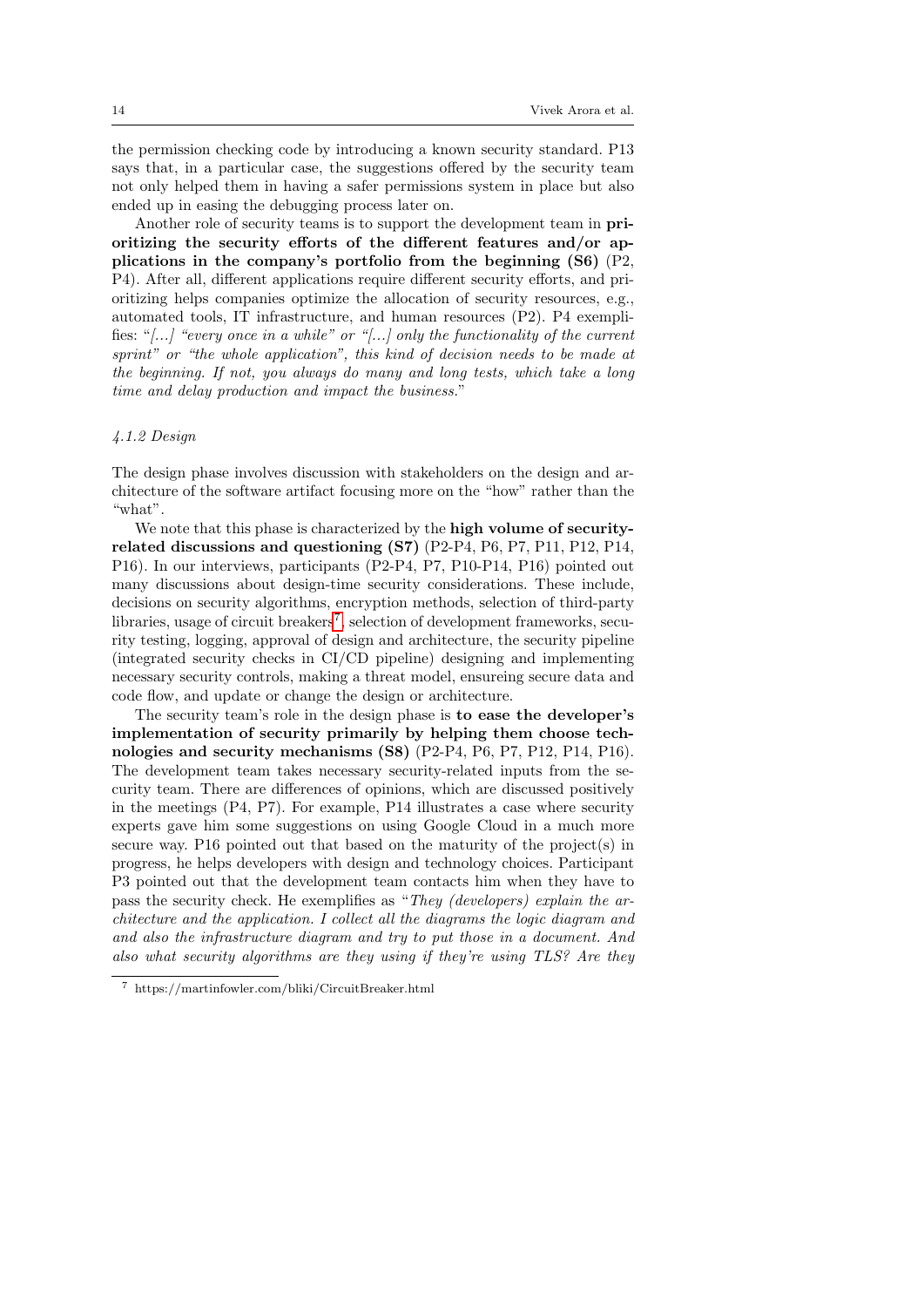the permission checking code by introducing a known security standard. P13 says that, in a particular case, the suggestions offered by the security team not only helped them in having a safer permissions system in place but also ended up in easing the debugging process later on.

Another role of security teams is to support the development team in **prioritizing the security efforts of the different features and/or applications in the company's portfolio from the beginning (S6)** (P2, P4). After all, different applications require different security efforts, and prioritizing helps companies optimize the allocation of security resources, e.g., automated tools, IT infrastructure, and human resources (P2). P4 exemplifies: "*[...] "every once in a while" or "[...] only the functionality of the current sprint" or "the whole application", this kind of decision needs to be made at the beginning. If not, you always do many and long tests, which take a long time and delay production and impact the business.*"

#### *4.1.2 Design*

The design phase involves discussion with stakeholders on the design and architecture of the software artifact focusing more on the "how" rather than the "what".

We note that this phase is characterized by the **high volume of security-related discussions and questioning (S7)** (P2-P4, P6, P7, P11, P12, P14, P16). In our interviews, participants (P2-P4, P7, P10-P14, P16) pointed out many discussions about design-time security considerations. These include, decisions on security algorithms, encryption methods, selection of third-party libraries, usage of circuit breakers[7], selection of development frameworks, security testing, logging, approval of design and architecture, the security pipeline (integrated security checks in CI/CD pipeline) designing and implementing necessary security controls, making a threat model, ensureing secure data and code flow, and update or change the design or architecture.

The security team's role in the design phase is **to ease the developer's implementation of security primarily by helping them choose technologies and security mechanisms (S8)** (P2-P4, P6, P7, P12, P14, P16). The development team takes necessary security-related inputs from the security team. There are differences of opinions, which are discussed positively in the meetings (P4, P7). For example, P14 illustrates a case where security experts gave him some suggestions on using Google Cloud in a much more secure way. P16 pointed out that based on the maturity of the project(s) in progress, he helps developers with design and technology choices. Participant P3 pointed out that the development team contacts him when they have to pass the security check. He exemplifies as "*They (developers) explain the architecture and the application. I collect all the diagrams the logic diagram and and also the infrastructure diagram and try to put those in a document. And also what security algorithms are they using if they're using TLS? Are they*

[7] https://martinfowler.com/bliki/CircuitBreaker.html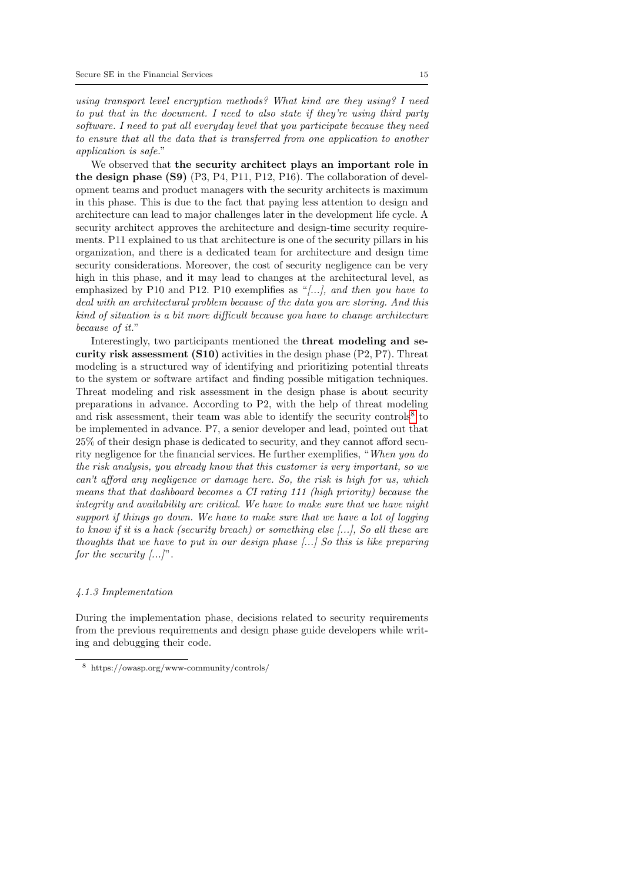*using transport level encryption methods? What kind are they using? I need to put that in the document. I need to also state if they're using third party software. I need to put all everyday level that you participate because they need to ensure that all the data that is transferred from one application to another application is safe.*"

We observed that **the security architect plays an important role in the design phase (S9)** (P3, P4, P11, P12, P16). The collaboration of development teams and product managers with the security architects is maximum in this phase. This is due to the fact that paying less attention to design and architecture can lead to major challenges later in the development life cycle. A security architect approves the architecture and design-time security requirements. P11 explained to us that architecture is one of the security pillars in his organization, and there is a dedicated team for architecture and design time security considerations. Moreover, the cost of security negligence can be very high in this phase, and it may lead to changes at the architectural level, as emphasized by P10 and P12. P10 exemplifies as "*[...], and then you have to deal with an architectural problem because of the data you are storing. And this kind of situation is a bit more difficult because you have to change architecture because of it.*"

Interestingly, two participants mentioned the **threat modeling and security risk assessment (S10)** activities in the design phase (P2, P7). Threat modeling is a structured way of identifying and prioritizing potential threats to the system or software artifact and finding possible mitigation techniques. Threat modeling and risk assessment in the design phase is about security preparations in advance. According to P2, with the help of threat modeling and risk assessment, their team was able to identify the security controls[8] to be implemented in advance. P7, a senior developer and lead, pointed out that 25% of their design phase is dedicated to security, and they cannot afford security negligence for the financial services. He further exemplifies, "*When you do the risk analysis, you already know that this customer is very important, so we can't afford any negligence or damage here. So, the risk is high for us, which means that that dashboard becomes a CI rating 111 (high priority) because the integrity and availability are critical. We have to make sure that we have night support if things go down. We have to make sure that we have a lot of logging to know if it is a hack (security breach) or something else [...], So all these are thoughts that we have to put in our design phase [...] So this is like preparing for the security [...]*".

#### *4.1.3 Implementation*

During the implementation phase, decisions related to security requirements from the previous requirements and design phase guide developers while writing and debugging their code.

[8] https://owasp.org/www-community/controls/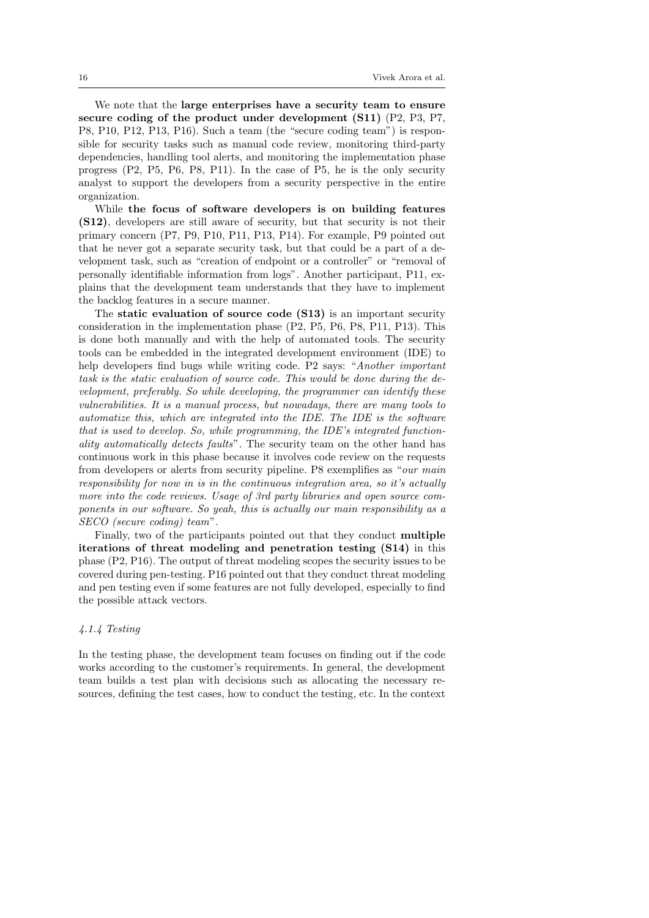We note that the **large enterprises have a security team to ensure secure coding of the product under development (S11)** (P2, P3, P7, P8, P10, P12, P13, P16). Such a team (the "secure coding team") is responsible for security tasks such as manual code review, monitoring third-party dependencies, handling tool alerts, and monitoring the implementation phase progress (P2, P5, P6, P8, P11). In the case of P5, he is the only security analyst to support the developers from a security perspective in the entire organization.

While **the focus of software developers is on building features (S12)**, developers are still aware of security, but that security is not their primary concern (P7, P9, P10, P11, P13, P14). For example, P9 pointed out that he never got a separate security task, but that could be a part of a development task, such as "creation of endpoint or a controller" or "removal of personally identifiable information from logs". Another participant, P11, explains that the development team understands that they have to implement the backlog features in a secure manner.

The **static evaluation of source code (S13)** is an important security consideration in the implementation phase (P2, P5, P6, P8, P11, P13). This is done both manually and with the help of automated tools. The security tools can be embedded in the integrated development environment (IDE) to help developers find bugs while writing code. P2 says: "*Another important task is the static evaluation of source code. This would be done during the development, preferably. So while developing, the programmer can identify these vulnerabilities. It is a manual process, but nowadays, there are many tools to automatize this, which are integrated into the IDE. The IDE is the software that is used to develop. So, while programming, the IDE's integrated functionality automatically detects faults*". The security team on the other hand has continuous work in this phase because it involves code review on the requests from developers or alerts from security pipeline. P8 exemplifies as "*our main responsibility for now in is in the continuous integration area, so it's actually more into the code reviews. Usage of 3rd party libraries and open source components in our software. So yeah, this is actually our main responsibility as a SECO (secure coding) team*".

Finally, two of the participants pointed out that they conduct **multiple iterations of threat modeling and penetration testing (S14)** in this phase (P2, P16). The output of threat modeling scopes the security issues to be covered during pen-testing. P16 pointed out that they conduct threat modeling and pen testing even if some features are not fully developed, especially to find the possible attack vectors.

#### *4.1.4 Testing*

In the testing phase, the development team focuses on finding out if the code works according to the customer's requirements. In general, the development team builds a test plan with decisions such as allocating the necessary resources, defining the test cases, how to conduct the testing, etc. In the context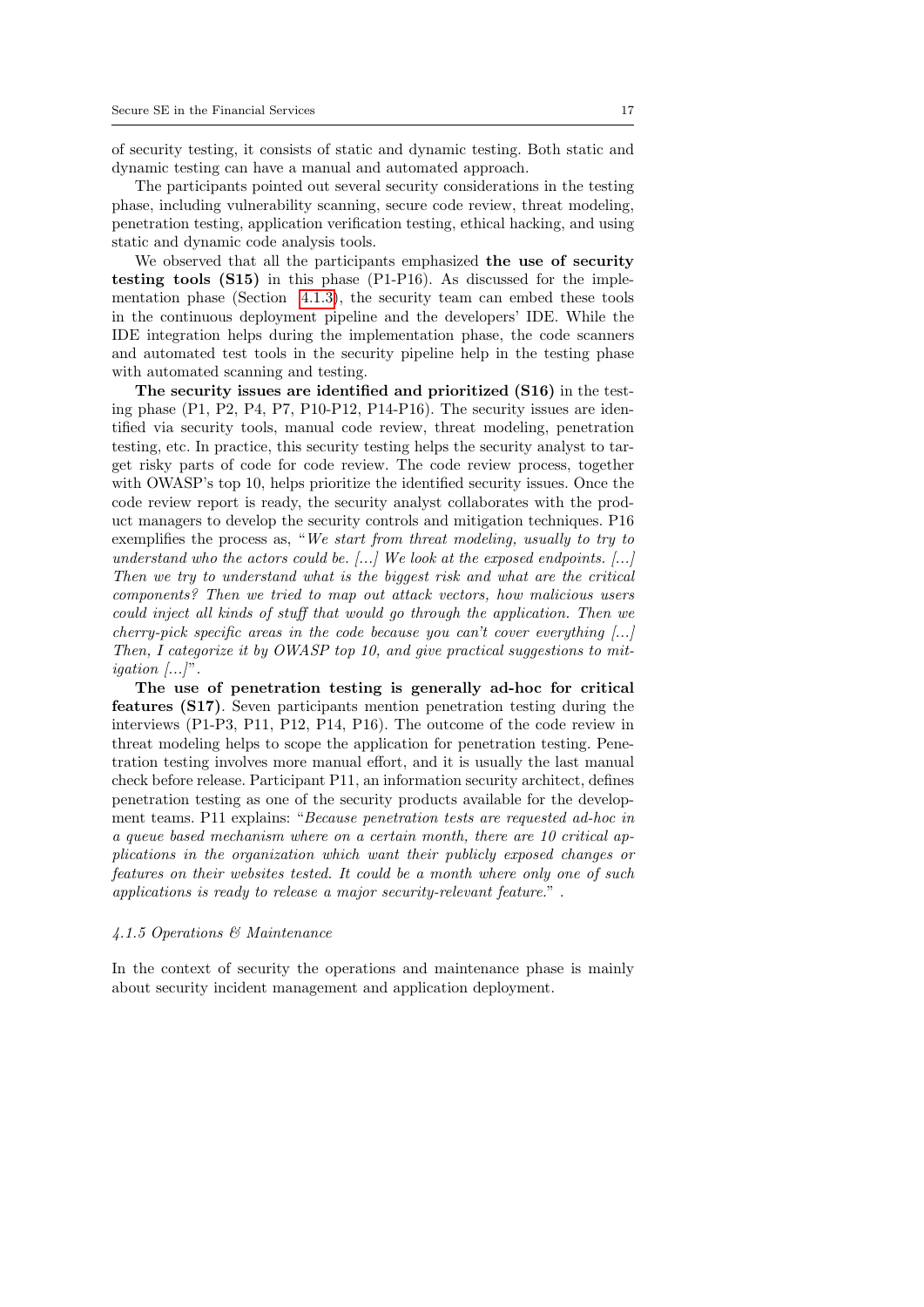of security testing, it consists of static and dynamic testing. Both static and dynamic testing can have a manual and automated approach.

The participants pointed out several security considerations in the testing phase, including vulnerability scanning, secure code review, threat modeling, penetration testing, application verification testing, ethical hacking, and using static and dynamic code analysis tools.

We observed that all the participants emphasized **the use of security testing tools (S15)** in this phase (P1-P16). As discussed for the implementation phase (Section 4.1.3), the security team can embed these tools in the continuous deployment pipeline and the developers' IDE. While the IDE integration helps during the implementation phase, the code scanners and automated test tools in the security pipeline help in the testing phase with automated scanning and testing.

**The security issues are identified and prioritized (S16)** in the testing phase (P1, P2, P4, P7, P10-P12, P14-P16). The security issues are identified via security tools, manual code review, threat modeling, penetration testing, etc. In practice, this security testing helps the security analyst to target risky parts of code for code review. The code review process, together with OWASP's top 10, helps prioritize the identified security issues. Once the code review report is ready, the security analyst collaborates with the product managers to develop the security controls and mitigation techniques. P16 exemplifies the process as, "*We start from threat modeling, usually to try to understand who the actors could be. [...] We look at the exposed endpoints. [...] Then we try to understand what is the biggest risk and what are the critical components? Then we tried to map out attack vectors, how malicious users could inject all kinds of stuff that would go through the application. Then we cherry-pick specific areas in the code because you can't cover everything [...] Then, I categorize it by OWASP top 10, and give practical suggestions to mitigation [...]*".

**The use of penetration testing is generally ad-hoc for critical features (S17)**. Seven participants mention penetration testing during the interviews (P1-P3, P11, P12, P14, P16). The outcome of the code review in threat modeling helps to scope the application for penetration testing. Penetration testing involves more manual effort, and it is usually the last manual check before release. Participant P11, an information security architect, defines penetration testing as one of the security products available for the development teams. P11 explains: "*Because penetration tests are requested ad-hoc in a queue based mechanism where on a certain month, there are 10 critical applications in the organization which want their publicly exposed changes or features on their websites tested. It could be a month where only one of such applications is ready to release a major security-relevant feature.*" .

#### *4.1.5 Operations & Maintenance*

In the context of security the operations and maintenance phase is mainly about security incident management and application deployment.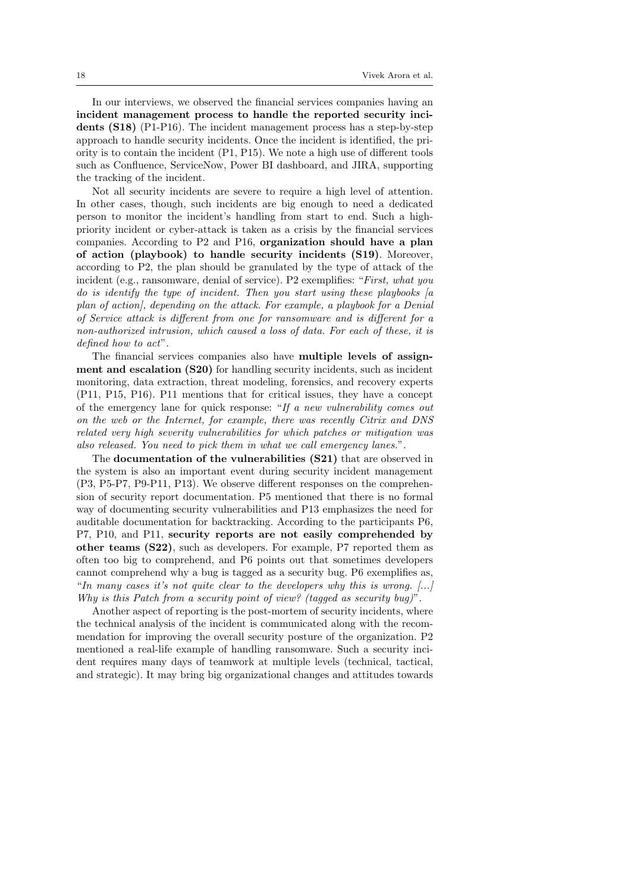In our interviews, we observed the financial services companies having an **incident management process to handle the reported security incidents (S18)** (P1-P16). The incident management process has a step-by-step approach to handle security incidents. Once the incident is identified, the priority is to contain the incident (P1, P15). We note a high use of different tools such as Confluence, ServiceNow, Power BI dashboard, and JIRA, supporting the tracking of the incident.

Not all security incidents are severe to require a high level of attention. In other cases, though, such incidents are big enough to need a dedicated person to monitor the incident's handling from start to end. Such a high-priority incident or cyber-attack is taken as a crisis by the financial services companies. According to P2 and P16, **organization should have a plan of action (playbook) to handle security incidents (S19)**. Moreover, according to P2, the plan should be granulated by the type of attack of the incident (e.g., ransomware, denial of service). P2 exemplifies: "*First, what you do is identify the type of incident. Then you start using these playbooks [a plan of action], depending on the attack. For example, a playbook for a Denial of Service attack is different from one for ransomware and is different for a non-authorized intrusion, which caused a loss of data. For each of these, it is defined how to act*".

The financial services companies also have **multiple levels of assignment and escalation (S20)** for handling security incidents, such as incident monitoring, data extraction, threat modeling, forensics, and recovery experts (P11, P15, P16). P11 mentions that for critical issues, they have a concept of the emergency lane for quick response: "*If a new vulnerability comes out on the web or the Internet, for example, there was recently Citrix and DNS related very high severity vulnerabilities for which patches or mitigation was also released. You need to pick them in what we call emergency lanes.*".

The **documentation of the vulnerabilities (S21)** that are observed in the system is also an important event during security incident management (P3, P5-P7, P9-P11, P13). We observe different responses on the comprehension of security report documentation. P5 mentioned that there is no formal way of documenting security vulnerabilities and P13 emphasizes the need for auditable documentation for backtracking. According to the participants P6, P7, P10, and P11, **security reports are not easily comprehended by other teams (S22)**, such as developers. For example, P7 reported them as often too big to comprehend, and P6 points out that sometimes developers cannot comprehend why a bug is tagged as a security bug. P6 exemplifies as, "*In many cases it's not quite clear to the developers why this is wrong. [...] Why is this Patch from a security point of view? (tagged as security bug)*".

Another aspect of reporting is the post-mortem of security incidents, where the technical analysis of the incident is communicated along with the recommendation for improving the overall security posture of the organization. P2 mentioned a real-life example of handling ransomware. Such a security incident requires many days of teamwork at multiple levels (technical, tactical, and strategic). It may bring big organizational changes and attitudes towards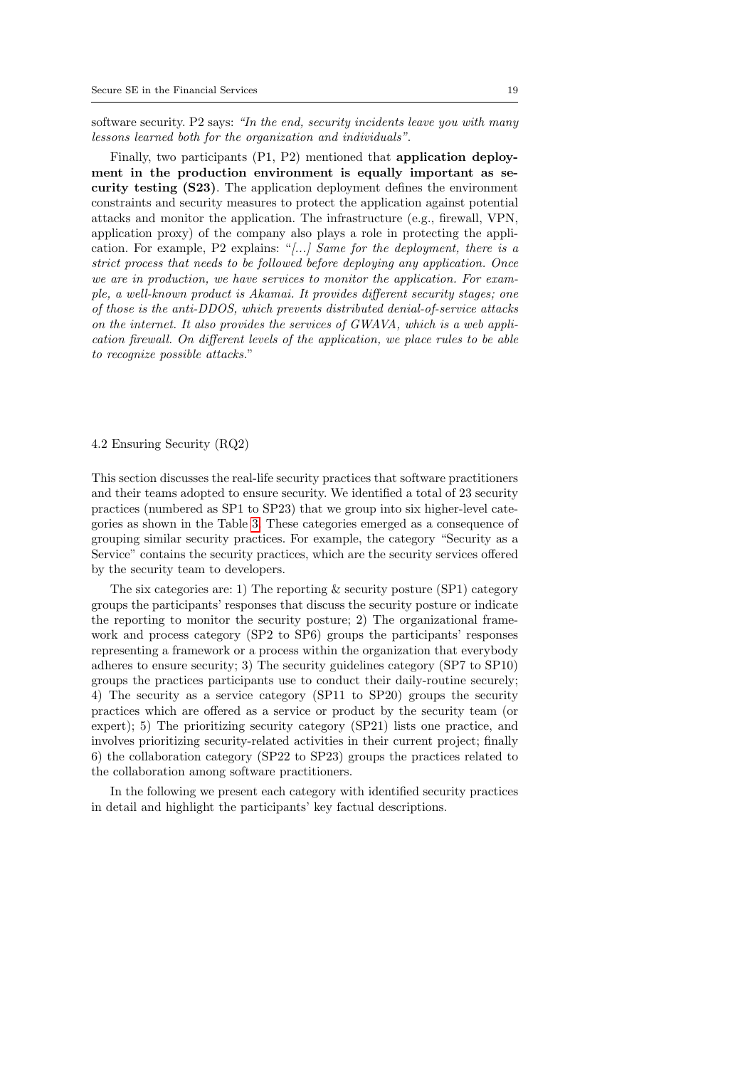software security. P2 says: *"In the end, security incidents leave you with many lessons learned both for the organization and individuals"*.

Finally, two participants (P1, P2) mentioned that **application deployment in the production environment is equally important as security testing (S23)**. The application deployment defines the environment constraints and security measures to protect the application against potential attacks and monitor the application. The infrastructure (e.g., firewall, VPN, application proxy) of the company also plays a role in protecting the application. For example, P2 explains: "*[...] Same for the deployment, there is a strict process that needs to be followed before deploying any application. Once we are in production, we have services to monitor the application. For example, a well-known product is Akamai. It provides different security stages; one of those is the anti-DDOS, which prevents distributed denial-of-service attacks on the internet. It also provides the services of GWAVA, which is a web application firewall. On different levels of the application, we place rules to be able to recognize possible attacks.*"

### 4.2 Ensuring Security (RQ2)

This section discusses the real-life security practices that software practitioners and their teams adopted to ensure security. We identified a total of 23 security practices (numbered as SP1 to SP23) that we group into six higher-level categories as shown in the Table 3. These categories emerged as a consequence of grouping similar security practices. For example, the category "Security as a Service" contains the security practices, which are the security services offered by the security team to developers.

The six categories are: 1) The reporting & security posture (SP1) category groups the participants' responses that discuss the security posture or indicate the reporting to monitor the security posture; 2) The organizational framework and process category (SP2 to SP6) groups the participants' responses representing a framework or a process within the organization that everybody adheres to ensure security; 3) The security guidelines category (SP7 to SP10) groups the practices participants use to conduct their daily-routine securely; 4) The security as a service category (SP11 to SP20) groups the security practices which are offered as a service or product by the security team (or expert); 5) The prioritizing security category (SP21) lists one practice, and involves prioritizing security-related activities in their current project; finally 6) the collaboration category (SP22 to SP23) groups the practices related to the collaboration among software practitioners.

In the following we present each category with identified security practices in detail and highlight the participants' key factual descriptions.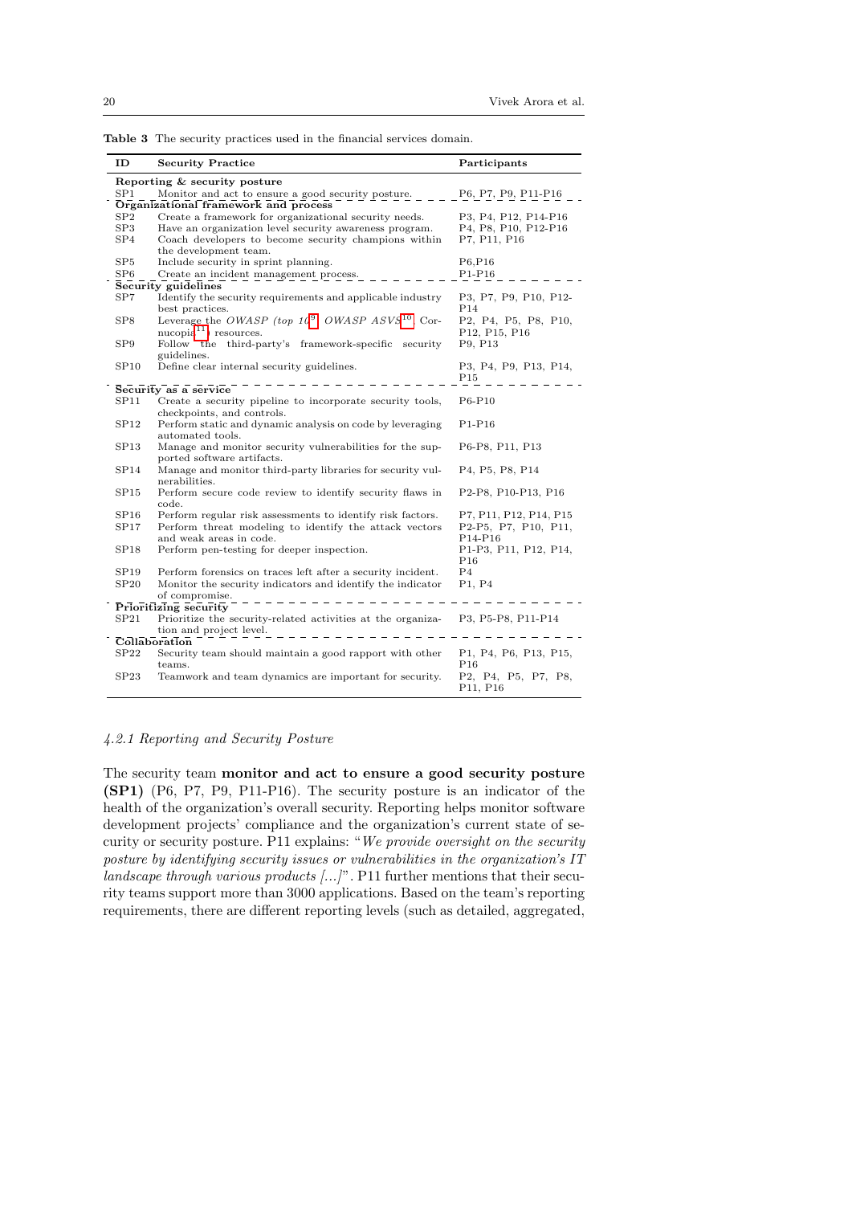**Table 3** The security practices used in the financial services domain.

| ID | Security Practice | Participants |
|---|---|---|
| **Reporting & security posture** | | |
| SP1 | Monitor and act to ensure a good security posture. | P6, P7, P9, P11-P16 |
| **Organizational framework and process** | | |
| SP2 | Create a framework for organizational security needs. | P3, P4, P12, P14-P16 |
| SP3 | Have an organization level security awareness program. | P4, P8, P10, P12-P16 |
| SP4 | Coach developers to become security champions within the development team. | P7, P11, P16 |
| SP5 | Include security in sprint planning. | P6,P16 |
| SP6 | Create an incident management process. | P1-P16 |
| **Security guidelines** | | |
| SP7 | Identify the security requirements and applicable industry best practices. | P3, P7, P9, P10, P12-P14 |
| SP8 | Leverage the *OWASP (top 10*[9]*, OWASP ASVS*[10]*, Cornucopia*[11]*)* resources. | P2, P4, P5, P8, P10, P12, P15, P16 |
| SP9 | Follow the third-party's framework-specific security guidelines. | P9, P13 |
| SP10 | Define clear internal security guidelines. | P3, P4, P9, P13, P14, P15 |
| **Security as a service** | | |
| SP11 | Create a security pipeline to incorporate security tools, checkpoints, and controls. | P6-P10 |
| SP12 | Perform static and dynamic analysis on code by leveraging automated tools. | P1-P16 |
| SP13 | Manage and monitor security vulnerabilities for the supported software artifacts. | P6-P8, P11, P13 |
| SP14 | Manage and monitor third-party libraries for security vulnerabilities. | P4, P5, P8, P14 |
| SP15 | Perform secure code review to identify security flaws in code. | P2-P8, P10-P13, P16 |
| SP16 | Perform regular risk assessments to identify risk factors. | P7, P11, P12, P14, P15 |
| SP17 | Perform threat modeling to identify the attack vectors and weak areas in code. | P2-P5, P7, P10, P11, P14-P16 |
| SP18 | Perform pen-testing for deeper inspection. | P1-P3, P11, P12, P14, P16 |
| SP19 | Perform forensics on traces left after a security incident. | P4 |
| SP20 | Monitor the security indicators and identify the indicator of compromise. | P1, P4 |
| **Prioritizing security** | | |
| SP21 | Prioritize the security-related activities at the organization and project level. | P3, P5-P8, P11-P14 |
| **Collaboration** | | |
| SP22 | Security team should maintain a good rapport with other teams. | P1, P4, P6, P13, P15, P16 |
| SP23 | Teamwork and team dynamics are important for security. | P2, P4, P5, P7, P8, P11, P16 |

#### *4.2.1 Reporting and Security Posture*

The security team **monitor and act to ensure a good security posture (SP1)** (P6, P7, P9, P11-P16). The security posture is an indicator of the health of the organization's overall security. Reporting helps monitor software development projects' compliance and the organization's current state of security or security posture. P11 explains: "*We provide oversight on the security posture by identifying security issues or vulnerabilities in the organization's IT landscape through various products [...]*". P11 further mentions that their security teams support more than 3000 applications. Based on the team's reporting requirements, there are different reporting levels (such as detailed, aggregated,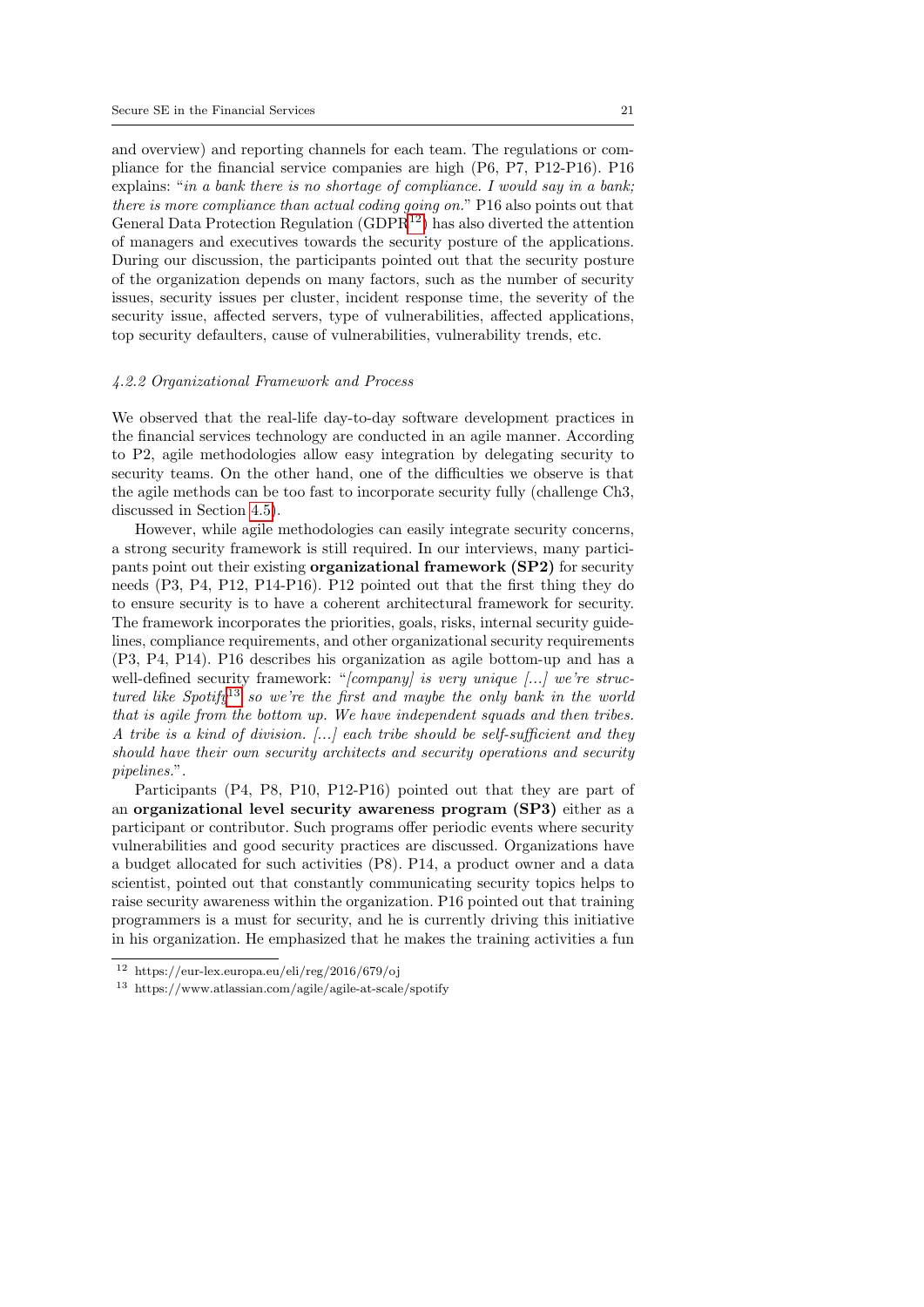and overview) and reporting channels for each team. The regulations or compliance for the financial service companies are high (P6, P7, P12-P16). P16 explains: "*in a bank there is no shortage of compliance. I would say in a bank; there is more compliance than actual coding going on.*" P16 also points out that General Data Protection Regulation (GDPR[12]) has also diverted the attention of managers and executives towards the security posture of the applications. During our discussion, the participants pointed out that the security posture of the organization depends on many factors, such as the number of security issues, security issues per cluster, incident response time, the severity of the security issue, affected servers, type of vulnerabilities, affected applications, top security defaulters, cause of vulnerabilities, vulnerability trends, etc.

#### *4.2.2 Organizational Framework and Process*

We observed that the real-life day-to-day software development practices in the financial services technology are conducted in an agile manner. According to P2, agile methodologies allow easy integration by delegating security to security teams. On the other hand, one of the difficulties we observe is that the agile methods can be too fast to incorporate security fully (challenge Ch3, discussed in Section 4.5).

However, while agile methodologies can easily integrate security concerns, a strong security framework is still required. In our interviews, many participants point out their existing **organizational framework (SP2)** for security needs (P3, P4, P12, P14-P16). P12 pointed out that the first thing they do to ensure security is to have a coherent architectural framework for security. The framework incorporates the priorities, goals, risks, internal security guidelines, compliance requirements, and other organizational security requirements (P3, P4, P14). P16 describes his organization as agile bottom-up and has a well-defined security framework: "*[company] is very unique [...] we're structured like Spotify[13] so we're the first and maybe the only bank in the world that is agile from the bottom up. We have independent squads and then tribes. A tribe is a kind of division. [...] each tribe should be self-sufficient and they should have their own security architects and security operations and security pipelines.*".

Participants (P4, P8, P10, P12-P16) pointed out that they are part of an **organizational level security awareness program (SP3)** either as a participant or contributor. Such programs offer periodic events where security vulnerabilities and good security practices are discussed. Organizations have a budget allocated for such activities (P8). P14, a product owner and a data scientist, pointed out that constantly communicating security topics helps to raise security awareness within the organization. P16 pointed out that training programmers is a must for security, and he is currently driving this initiative in his organization. He emphasized that he makes the training activities a fun

[12] https://eur-lex.europa.eu/eli/reg/2016/679/oj

[13] https://www.atlassian.com/agile/agile-at-scale/spotify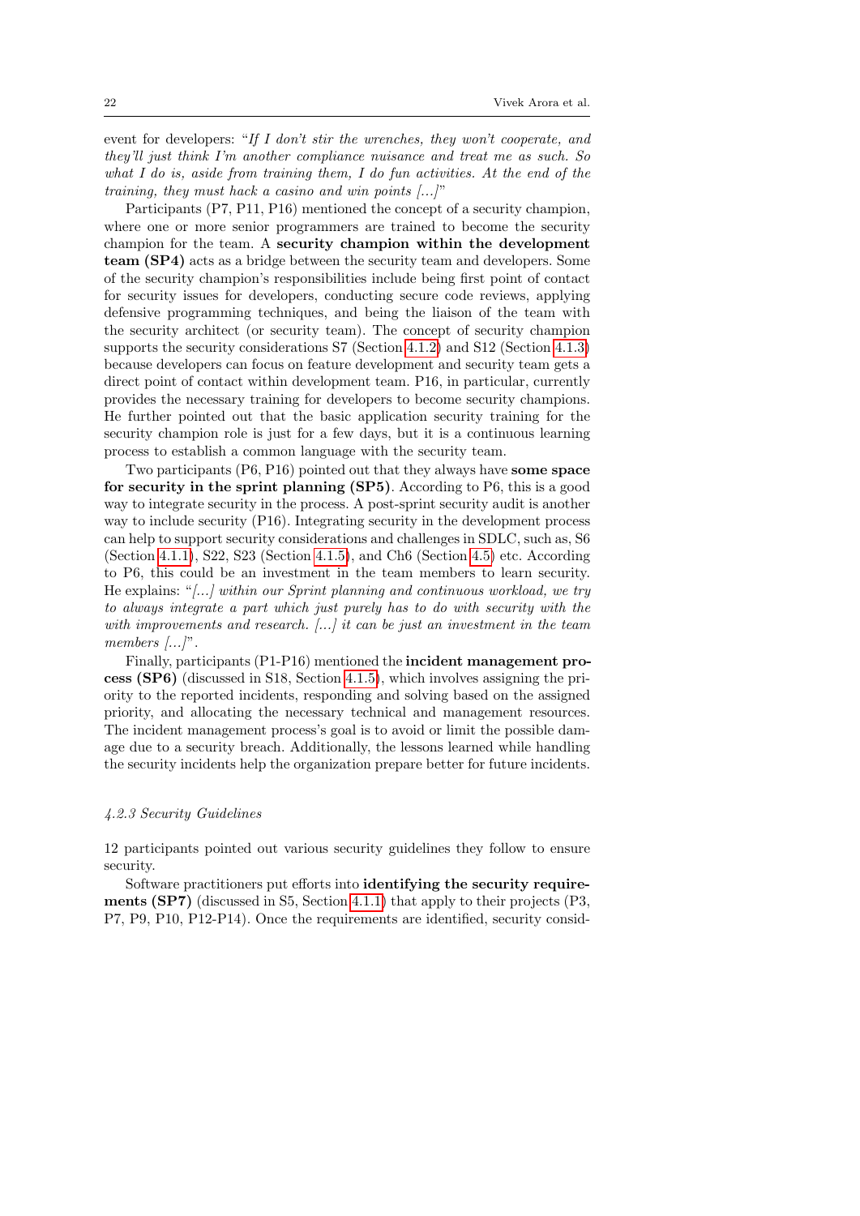event for developers: "*If I don't stir the wrenches, they won't cooperate, and they'll just think I'm another compliance nuisance and treat me as such. So what I do is, aside from training them, I do fun activities. At the end of the training, they must hack a casino and win points [...]*"

Participants (P7, P11, P16) mentioned the concept of a security champion, where one or more senior programmers are trained to become the security champion for the team. A **security champion within the development team (SP4)** acts as a bridge between the security team and developers. Some of the security champion's responsibilities include being first point of contact for security issues for developers, conducting secure code reviews, applying defensive programming techniques, and being the liaison of the team with the security architect (or security team). The concept of security champion supports the security considerations S7 (Section 4.1.2) and S12 (Section 4.1.3) because developers can focus on feature development and security team gets a direct point of contact within development team. P16, in particular, currently provides the necessary training for developers to become security champions. He further pointed out that the basic application security training for the security champion role is just for a few days, but it is a continuous learning process to establish a common language with the security team.

Two participants (P6, P16) pointed out that they always have **some space for security in the sprint planning (SP5)**. According to P6, this is a good way to integrate security in the process. A post-sprint security audit is another way to include security (P16). Integrating security in the development process can help to support security considerations and challenges in SDLC, such as, S6 (Section 4.1.1), S22, S23 (Section 4.1.5), and Ch6 (Section 4.5) etc. According to P6, this could be an investment in the team members to learn security. He explains: "*[...] within our Sprint planning and continuous workload, we try to always integrate a part which just purely has to do with security with the with improvements and research. [...] it can be just an investment in the team members [...]*".

Finally, participants (P1-P16) mentioned the **incident management process (SP6)** (discussed in S18, Section 4.1.5), which involves assigning the priority to the reported incidents, responding and solving based on the assigned priority, and allocating the necessary technical and management resources. The incident management process's goal is to avoid or limit the possible damage due to a security breach. Additionally, the lessons learned while handling the security incidents help the organization prepare better for future incidents.

#### *4.2.3 Security Guidelines*

12 participants pointed out various security guidelines they follow to ensure security.

Software practitioners put efforts into **identifying the security requirements (SP7)** (discussed in S5, Section 4.1.1) that apply to their projects (P3, P7, P9, P10, P12-P14). Once the requirements are identified, security consid-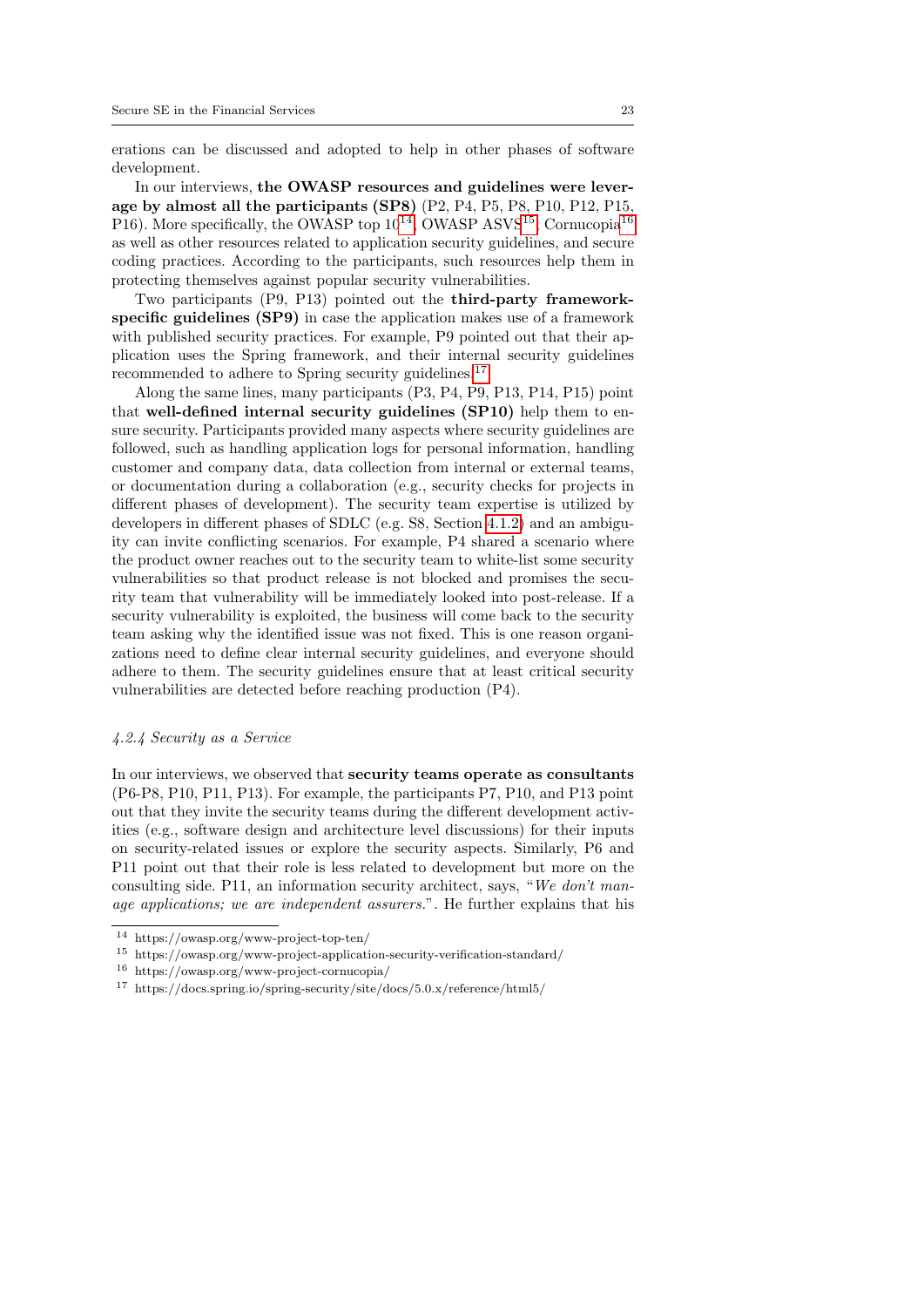erations can be discussed and adopted to help in other phases of software development.

In our interviews, **the OWASP resources and guidelines were leverage by almost all the participants (SP8)** (P2, P4, P5, P8, P10, P12, P15, P16). More specifically, the OWASP top 10[14], OWASP ASVS[15], Cornucopia[16] as well as other resources related to application security guidelines, and secure coding practices. According to the participants, such resources help them in protecting themselves against popular security vulnerabilities.

Two participants (P9, P13) pointed out the **third-party framework-specific guidelines (SP9)** in case the application makes use of a framework with published security practices. For example, P9 pointed out that their application uses the Spring framework, and their internal security guidelines recommended to adhere to Spring security guidelines.[17]

Along the same lines, many participants (P3, P4, P9, P13, P14, P15) point that **well-defined internal security guidelines (SP10)** help them to ensure security. Participants provided many aspects where security guidelines are followed, such as handling application logs for personal information, handling customer and company data, data collection from internal or external teams, or documentation during a collaboration (e.g., security checks for projects in different phases of development). The security team expertise is utilized by developers in different phases of SDLC (e.g. S8, Section 4.1.2) and an ambiguity can invite conflicting scenarios. For example, P4 shared a scenario where the product owner reaches out to the security team to white-list some security vulnerabilities so that product release is not blocked and promises the security team that vulnerability will be immediately looked into post-release. If a security vulnerability is exploited, the business will come back to the security team asking why the identified issue was not fixed. This is one reason organizations need to define clear internal security guidelines, and everyone should adhere to them. The security guidelines ensure that at least critical security vulnerabilities are detected before reaching production (P4).

#### *4.2.4 Security as a Service*

In our interviews, we observed that **security teams operate as consultants** (P6-P8, P10, P11, P13). For example, the participants P7, P10, and P13 point out that they invite the security teams during the different development activities (e.g., software design and architecture level discussions) for their inputs on security-related issues or explore the security aspects. Similarly, P6 and P11 point out that their role is less related to development but more on the consulting side. P11, an information security architect, says, "*We don't manage applications; we are independent assurers.*". He further explains that his

[14] https://owasp.org/www-project-top-ten/

[15] https://owasp.org/www-project-application-security-verification-standard/

[16] https://owasp.org/www-project-cornucopia/

[17] https://docs.spring.io/spring-security/site/docs/5.0.x/reference/html5/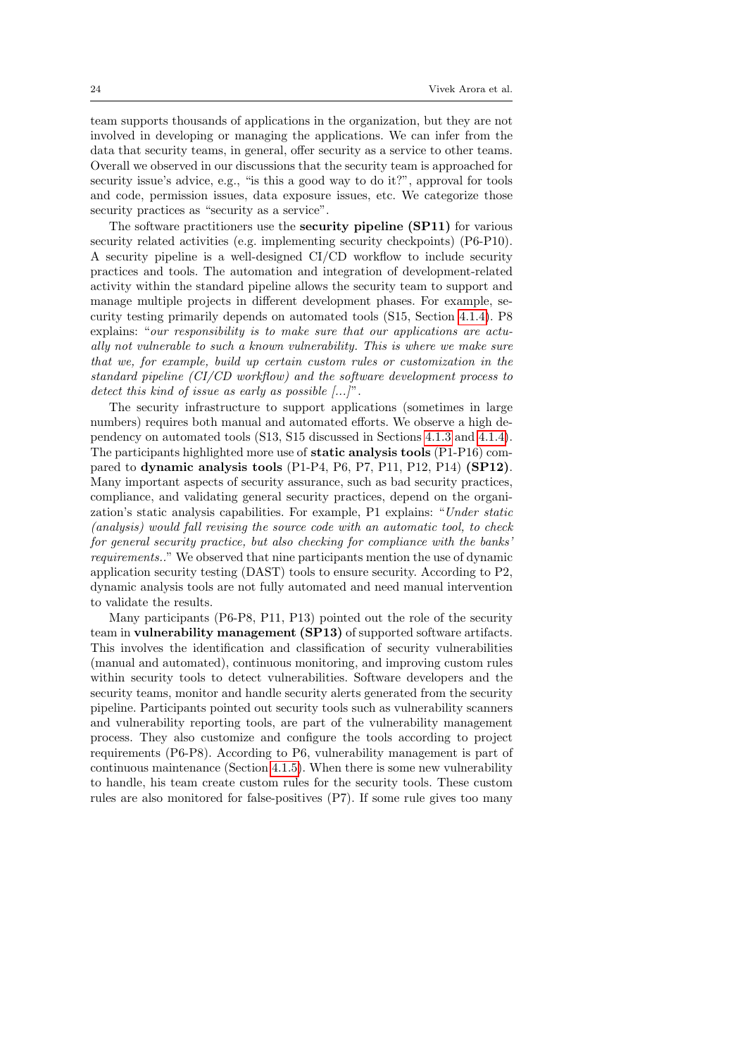team supports thousands of applications in the organization, but they are not involved in developing or managing the applications. We can infer from the data that security teams, in general, offer security as a service to other teams. Overall we observed in our discussions that the security team is approached for security issue's advice, e.g., "is this a good way to do it?", approval for tools and code, permission issues, data exposure issues, etc. We categorize those security practices as "security as a service".

The software practitioners use the **security pipeline (SP11)** for various security related activities (e.g. implementing security checkpoints) (P6-P10). A security pipeline is a well-designed CI/CD workflow to include security practices and tools. The automation and integration of development-related activity within the standard pipeline allows the security team to support and manage multiple projects in different development phases. For example, security testing primarily depends on automated tools (S15, Section 4.1.4). P8 explains: "*our responsibility is to make sure that our applications are actually not vulnerable to such a known vulnerability. This is where we make sure that we, for example, build up certain custom rules or customization in the standard pipeline (CI/CD workflow) and the software development process to detect this kind of issue as early as possible [...]*".

The security infrastructure to support applications (sometimes in large numbers) requires both manual and automated efforts. We observe a high dependency on automated tools (S13, S15 discussed in Sections 4.1.3 and 4.1.4). The participants highlighted more use of **static analysis tools** (P1-P16) compared to **dynamic analysis tools** (P1-P4, P6, P7, P11, P12, P14) **(SP12)**. Many important aspects of security assurance, such as bad security practices, compliance, and validating general security practices, depend on the organization's static analysis capabilities. For example, P1 explains: "*Under static (analysis) would fall revising the source code with an automatic tool, to check for general security practice, but also checking for compliance with the banks' requirements..*" We observed that nine participants mention the use of dynamic application security testing (DAST) tools to ensure security. According to P2, dynamic analysis tools are not fully automated and need manual intervention to validate the results.

Many participants (P6-P8, P11, P13) pointed out the role of the security team in **vulnerability management (SP13)** of supported software artifacts. This involves the identification and classification of security vulnerabilities (manual and automated), continuous monitoring, and improving custom rules within security tools to detect vulnerabilities. Software developers and the security teams, monitor and handle security alerts generated from the security pipeline. Participants pointed out security tools such as vulnerability scanners and vulnerability reporting tools, are part of the vulnerability management process. They also customize and configure the tools according to project requirements (P6-P8). According to P6, vulnerability management is part of continuous maintenance (Section 4.1.5). When there is some new vulnerability to handle, his team create custom rules for the security tools. These custom rules are also monitored for false-positives (P7). If some rule gives too many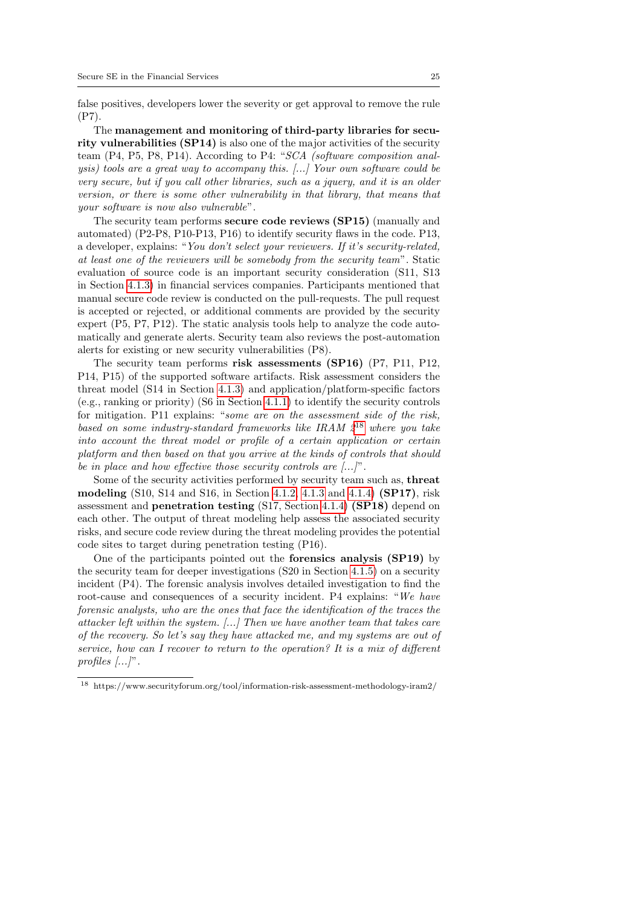false positives, developers lower the severity or get approval to remove the rule (P7).

The **management and monitoring of third-party libraries for security vulnerabilities (SP14)** is also one of the major activities of the security team (P4, P5, P8, P14). According to P4: "*SCA (software composition analysis) tools are a great way to accompany this. [...] Your own software could be very secure, but if you call other libraries, such as a jquery, and it is an older version, or there is some other vulnerability in that library, that means that your software is now also vulnerable*".

The security team performs **secure code reviews (SP15)** (manually and automated) (P2-P8, P10-P13, P16) to identify security flaws in the code. P13, a developer, explains: "*You don't select your reviewers. If it's security-related, at least one of the reviewers will be somebody from the security team*". Static evaluation of source code is an important security consideration (S11, S13 in Section 4.1.3) in financial services companies. Participants mentioned that manual secure code review is conducted on the pull-requests. The pull request is accepted or rejected, or additional comments are provided by the security expert (P5, P7, P12). The static analysis tools help to analyze the code automatically and generate alerts. Security team also reviews the post-automation alerts for existing or new security vulnerabilities (P8).

The security team performs **risk assessments (SP16)** (P7, P11, P12, P14, P15) of the supported software artifacts. Risk assessment considers the threat model (S14 in Section 4.1.3) and application/platform-specific factors (e.g., ranking or priority) (S6 in Section 4.1.1) to identify the security controls for mitigation. P11 explains: "*some are on the assessment side of the risk, based on some industry-standard frameworks like IRAM 2*[18] *where you take into account the threat model or profile of a certain application or certain platform and then based on that you arrive at the kinds of controls that should be in place and how effective those security controls are [...]*".

Some of the security activities performed by security team such as, **threat modeling** (S10, S14 and S16, in Section 4.1.2, 4.1.3 and 4.1.4) **(SP17)**, risk assessment and **penetration testing** (S17, Section 4.1.4) **(SP18)** depend on each other. The output of threat modeling help assess the associated security risks, and secure code review during the threat modeling provides the potential code sites to target during penetration testing (P16).

One of the participants pointed out the **forensics analysis (SP19)** by the security team for deeper investigations (S20 in Section 4.1.5) on a security incident (P4). The forensic analysis involves detailed investigation to find the root-cause and consequences of a security incident. P4 explains: "*We have forensic analysts, who are the ones that face the identification of the traces the attacker left within the system. [...] Then we have another team that takes care of the recovery. So let's say they have attacked me, and my systems are out of service, how can I recover to return to the operation? It is a mix of different profiles [...]*".

[18] https://www.securityforum.org/tool/information-risk-assessment-methodology-iram2/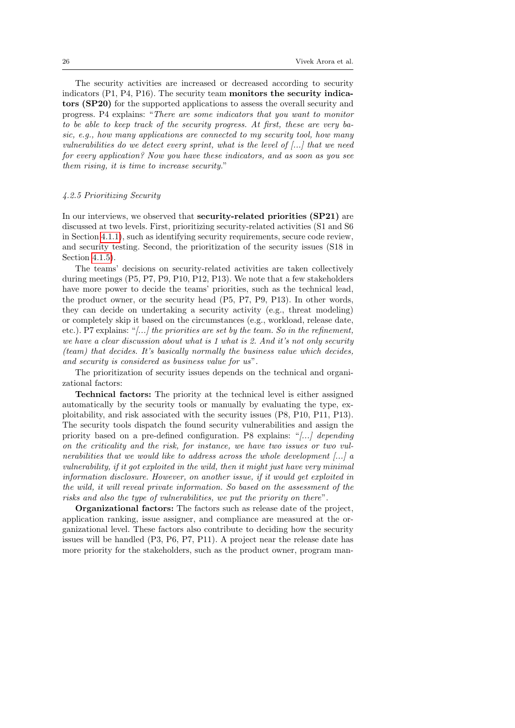The security activities are increased or decreased according to security indicators (P1, P4, P16). The security team **monitors the security indicators (SP20)** for the supported applications to assess the overall security and progress. P4 explains: "*There are some indicators that you want to monitor to be able to keep track of the security progress. At first, these are very basic, e.g., how many applications are connected to my security tool, how many vulnerabilities do we detect every sprint, what is the level of [...] that we need for every application? Now you have these indicators, and as soon as you see them rising, it is time to increase security.*"

#### *4.2.5 Prioritizing Security*

In our interviews, we observed that **security-related priorities (SP21)** are discussed at two levels. First, prioritizing security-related activities (S1 and S6 in Section 4.1.1), such as identifying security requirements, secure code review, and security testing. Second, the prioritization of the security issues (S18 in Section 4.1.5).

The teams' decisions on security-related activities are taken collectively during meetings (P5, P7, P9, P10, P12, P13). We note that a few stakeholders have more power to decide the teams' priorities, such as the technical lead, the product owner, or the security head (P5, P7, P9, P13). In other words, they can decide on undertaking a security activity (e.g., threat modeling) or completely skip it based on the circumstances (e.g., workload, release date, etc.). P7 explains: "*[...] the priorities are set by the team. So in the refinement, we have a clear discussion about what is 1 what is 2. And it's not only security (team) that decides. It's basically normally the business value which decides, and security is considered as business value for us*".

The prioritization of security issues depends on the technical and organizational factors:

**Technical factors:** The priority at the technical level is either assigned automatically by the security tools or manually by evaluating the type, exploitability, and risk associated with the security issues (P8, P10, P11, P13). The security tools dispatch the found security vulnerabilities and assign the priority based on a pre-defined configuration. P8 explains: "*[...] depending on the criticality and the risk, for instance, we have two issues or two vulnerabilities that we would like to address across the whole development [...] a vulnerability, if it got exploited in the wild, then it might just have very minimal information disclosure. However, on another issue, if it would get exploited in the wild, it will reveal private information. So based on the assessment of the risks and also the type of vulnerabilities, we put the priority on there*".

**Organizational factors:** The factors such as release date of the project, application ranking, issue assigner, and compliance are measured at the organizational level. These factors also contribute to deciding how the security issues will be handled (P3, P6, P7, P11). A project near the release date has more priority for the stakeholders, such as the product owner, program man-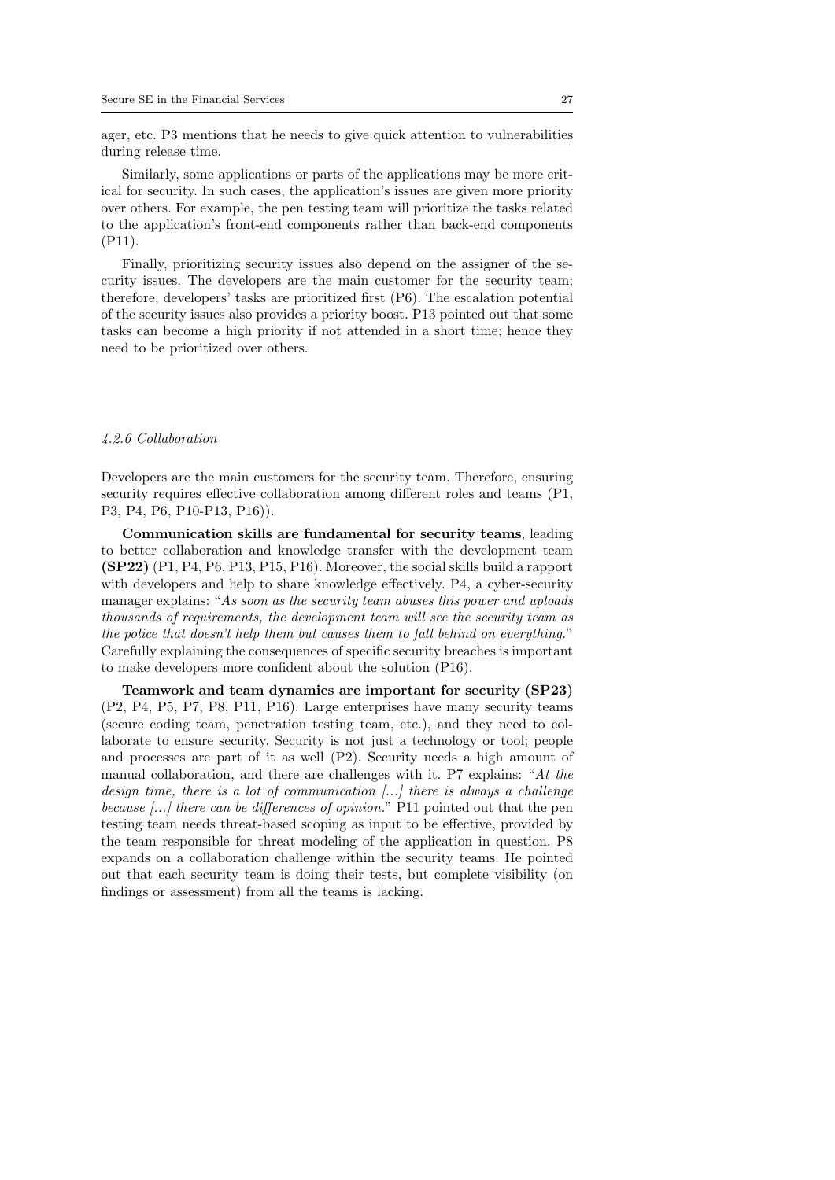ager, etc. P3 mentions that he needs to give quick attention to vulnerabilities during release time.

Similarly, some applications or parts of the applications may be more critical for security. In such cases, the application's issues are given more priority over others. For example, the pen testing team will prioritize the tasks related to the application's front-end components rather than back-end components (P11).

Finally, prioritizing security issues also depend on the assigner of the security issues. The developers are the main customer for the security team; therefore, developers' tasks are prioritized first (P6). The escalation potential of the security issues also provides a priority boost. P13 pointed out that some tasks can become a high priority if not attended in a short time; hence they need to be prioritized over others.

#### *4.2.6 Collaboration*

Developers are the main customers for the security team. Therefore, ensuring security requires effective collaboration among different roles and teams (P1, P3, P4, P6, P10-P13, P16)).

**Communication skills are fundamental for security teams**, leading to better collaboration and knowledge transfer with the development team **(SP22)** (P1, P4, P6, P13, P15, P16). Moreover, the social skills build a rapport with developers and help to share knowledge effectively. P4, a cyber-security manager explains: "*As soon as the security team abuses this power and uploads thousands of requirements, the development team will see the security team as the police that doesn't help them but causes them to fall behind on everything.*" Carefully explaining the consequences of specific security breaches is important to make developers more confident about the solution (P16).

**Teamwork and team dynamics are important for security (SP23)** (P2, P4, P5, P7, P8, P11, P16). Large enterprises have many security teams (secure coding team, penetration testing team, etc.), and they need to collaborate to ensure security. Security is not just a technology or tool; people and processes are part of it as well (P2). Security needs a high amount of manual collaboration, and there are challenges with it. P7 explains: "*At the design time, there is a lot of communication [...] there is always a challenge because [...] there can be differences of opinion.*" P11 pointed out that the pen testing team needs threat-based scoping as input to be effective, provided by the team responsible for threat modeling of the application in question. P8 expands on a collaboration challenge within the security teams. He pointed out that each security team is doing their tests, but complete visibility (on findings or assessment) from all the teams is lacking.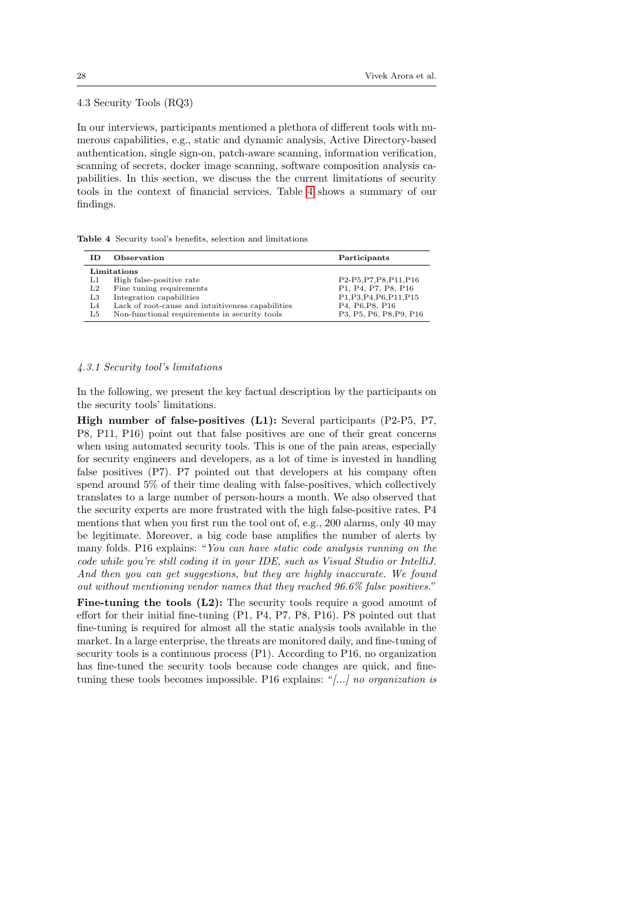### 4.3 Security Tools (RQ3)

In our interviews, participants mentioned a plethora of different tools with numerous capabilities, e.g., static and dynamic analysis, Active Directory-based authentication, single sign-on, patch-aware scanning, information verification, scanning of secrets, docker image scanning, software composition analysis capabilities. In this section, we discuss the the current limitations of security tools in the context of financial services. Table 4 shows a summary of our findings.

**Table 4** Security tool's benefits, selection and limitations

| ID | Observation | Participants |
|---|---|---|
| **Limitations** | | |
| L1 | High false-positive rate | P2-P5,P7,P8,P11,P16 |
| L2 | Fine tuning requirements | P1, P4, P7, P8, P16 |
| L3 | Integration capabilities | P1,P3,P4,P6,P11,P15 |
| L4 | Lack of root-cause and intuitiveness capabilities | P4, P6,P8, P16 |
| L5 | Non-functional requirements in security tools | P3, P5, P6, P8,P9, P16 |

#### *4.3.1 Security tool's limitations*

In the following, we present the key factual description by the participants on the security tools' limitations.

**High number of false-positives (L1):** Several participants (P2-P5, P7, P8, P11, P16) point out that false positives are one of their great concerns when using automated security tools. This is one of the pain areas, especially for security engineers and developers, as a lot of time is invested in handling false positives (P7). P7 pointed out that developers at his company often spend around 5% of their time dealing with false-positives, which collectively translates to a large number of person-hours a month. We also observed that the security experts are more frustrated with the high false-positive rates. P4 mentions that when you first run the tool out of, e.g., 200 alarms, only 40 may be legitimate. Moreover, a big code base amplifies the number of alerts by many folds. P16 explains: "*You can have static code analysis running on the code while you're still coding it in your IDE, such as Visual Studio or IntelliJ. And then you can get suggestions, but they are highly inaccurate. We found out without mentioning vendor names that they reached 96.6% false positives.*"

**Fine-tuning the tools (L2):** The security tools require a good amount of effort for their initial fine-tuning (P1, P4, P7, P8, P16). P8 pointed out that fine-tuning is required for almost all the static analysis tools available in the market. In a large enterprise, the threats are monitored daily, and fine-tuning of security tools is a continuous process (P1). According to P16, no organization has fine-tuned the security tools because code changes are quick, and fine-tuning these tools becomes impossible. P16 explains: "*[...] no organization is*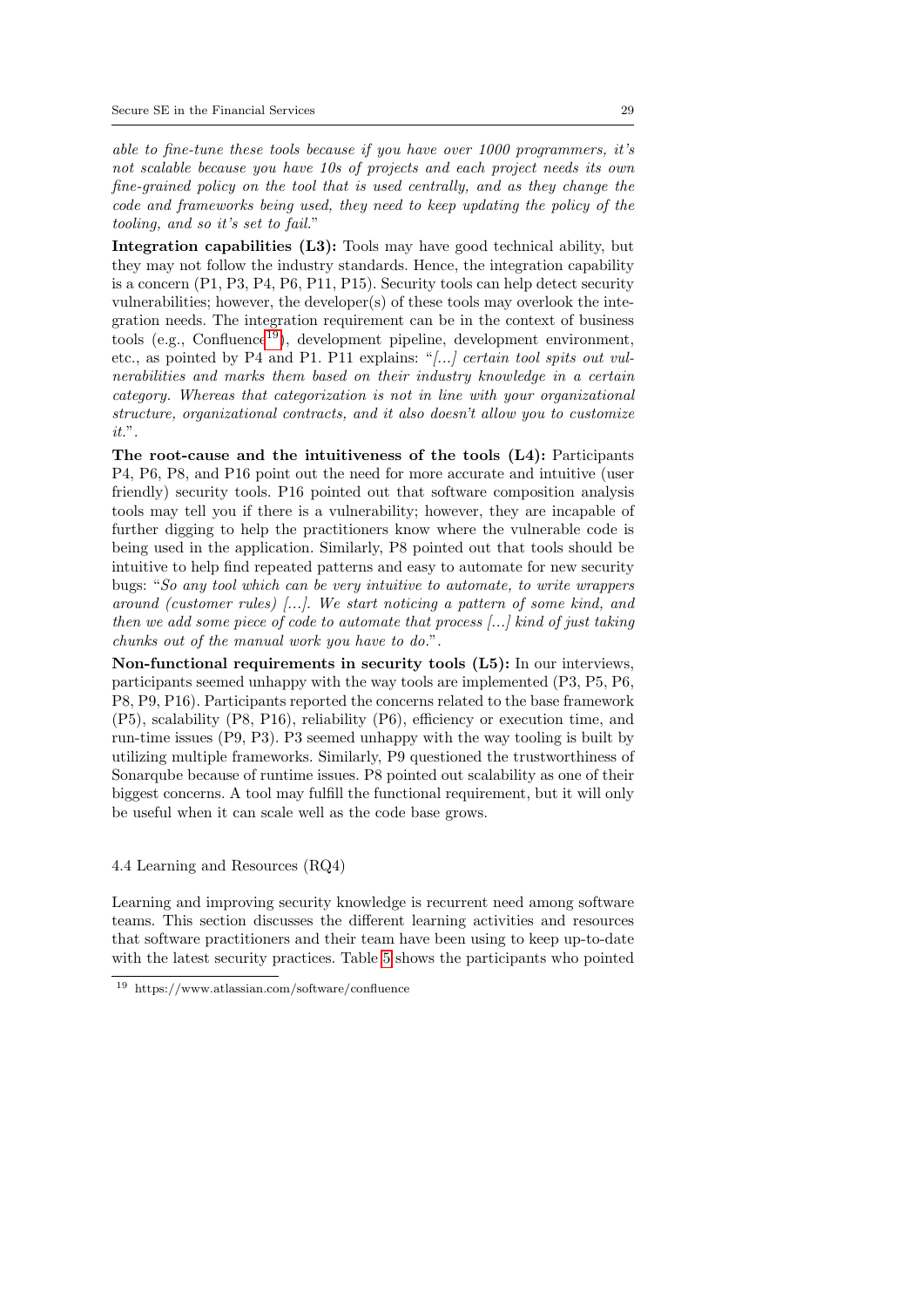*able to fine-tune these tools because if you have over 1000 programmers, it's not scalable because you have 10s of projects and each project needs its own fine-grained policy on the tool that is used centrally, and as they change the code and frameworks being used, they need to keep updating the policy of the tooling, and so it's set to fail.*"

**Integration capabilities (L3):** Tools may have good technical ability, but they may not follow the industry standards. Hence, the integration capability is a concern (P1, P3, P4, P6, P11, P15). Security tools can help detect security vulnerabilities; however, the developer(s) of these tools may overlook the integration needs. The integration requirement can be in the context of business tools (e.g., Confluence[19]), development pipeline, development environment, etc., as pointed by P4 and P1. P11 explains: "*[...] certain tool spits out vulnerabilities and marks them based on their industry knowledge in a certain category. Whereas that categorization is not in line with your organizational structure, organizational contracts, and it also doesn't allow you to customize it.*".

**The root-cause and the intuitiveness of the tools (L4):** Participants P4, P6, P8, and P16 point out the need for more accurate and intuitive (user friendly) security tools. P16 pointed out that software composition analysis tools may tell you if there is a vulnerability; however, they are incapable of further digging to help the practitioners know where the vulnerable code is being used in the application. Similarly, P8 pointed out that tools should be intuitive to help find repeated patterns and easy to automate for new security bugs: "*So any tool which can be very intuitive to automate, to write wrappers around (customer rules) [...]. We start noticing a pattern of some kind, and then we add some piece of code to automate that process [...] kind of just taking chunks out of the manual work you have to do.*".

**Non-functional requirements in security tools (L5):** In our interviews, participants seemed unhappy with the way tools are implemented (P3, P5, P6, P8, P9, P16). Participants reported the concerns related to the base framework (P5), scalability (P8, P16), reliability (P6), efficiency or execution time, and run-time issues (P9, P3). P3 seemed unhappy with the way tooling is built by utilizing multiple frameworks. Similarly, P9 questioned the trustworthiness of Sonarqube because of runtime issues. P8 pointed out scalability as one of their biggest concerns. A tool may fulfill the functional requirement, but it will only be useful when it can scale well as the code base grows.

### 4.4 Learning and Resources (RQ4)

Learning and improving security knowledge is recurrent need among software teams. This section discusses the different learning activities and resources that software practitioners and their team have been using to keep up-to-date with the latest security practices. Table 5 shows the participants who pointed

[19] https://www.atlassian.com/software/confluence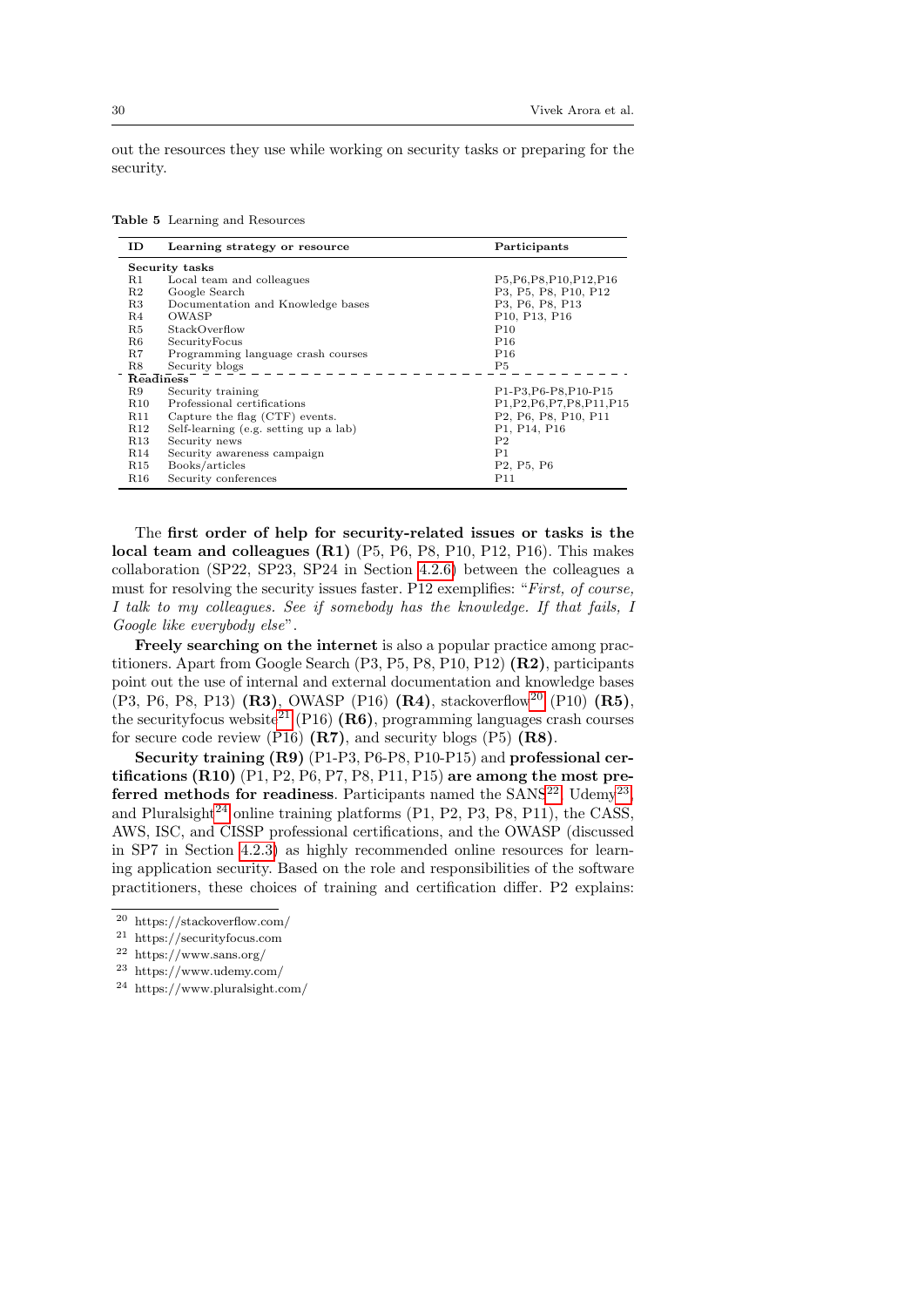out the resources they use while working on security tasks or preparing for the security.

**Table 5** Learning and Resources

| ID | Learning strategy or resource | Participants |
|---|---|---|
| **Security tasks** | | |
| R1 | Local team and colleagues | P5,P6,P8,P10,P12,P16 |
| R2 | Google Search | P3, P5, P8, P10, P12 |
| R3 | Documentation and Knowledge bases | P3, P6, P8, P13 |
| R4 | OWASP | P10, P13, P16 |
| R5 | StackOverflow | P10 |
| R6 | SecurityFocus | P16 |
| R7 | Programming language crash courses | P16 |
| R8 | Security blogs | P5 |
| **Readiness** | | |
| R9 | Security training | P1-P3,P6-P8,P10-P15 |
| R10 | Professional certifications | P1,P2,P6,P7,P8,P11,P15 |
| R11 | Capture the flag (CTF) events. | P2, P6, P8, P10, P11 |
| R12 | Self-learning (e.g. setting up a lab) | P1, P14, P16 |
| R13 | Security news | P2 |
| R14 | Security awareness campaign | P1 |
| R15 | Books/articles | P2, P5, P6 |
| R16 | Security conferences | P11 |

The **first order of help for security-related issues or tasks is the local team and colleagues (R1)** (P5, P6, P8, P10, P12, P16). This makes collaboration (SP22, SP23, SP24 in Section 4.2.6) between the colleagues a must for resolving the security issues faster. P12 exemplifies: "*First, of course, I talk to my colleagues. See if somebody has the knowledge. If that fails, I Google like everybody else*".

**Freely searching on the internet** is also a popular practice among practitioners. Apart from Google Search (P3, P5, P8, P10, P12) **(R2)**, participants point out the use of internal and external documentation and knowledge bases (P3, P6, P8, P13) **(R3)**, OWASP (P16) **(R4)**, stackoverflow[20] (P10) **(R5)**, the securityfocus website[21] (P16) **(R6)**, programming languages crash courses for secure code review (P16) **(R7)**, and security blogs (P5) **(R8)**.

**Security training (R9)** (P1-P3, P6-P8, P10-P15) and **professional certifications (R10)** (P1, P2, P6, P7, P8, P11, P15) **are among the most preferred methods for readiness**. Participants named the SANS[22], Udemy[23], and Pluralsight[24] online training platforms (P1, P2, P3, P8, P11), the CASS, AWS, ISC, and CISSP professional certifications, and the OWASP (discussed in SP7 in Section 4.2.3) as highly recommended online resources for learning application security. Based on the role and responsibilities of the software practitioners, these choices of training and certification differ. P2 explains:

[20] https://stackoverflow.com/

[21] https://securityfocus.com

[22] https://www.sans.org/

[23] https://www.udemy.com/

[24] https://www.pluralsight.com/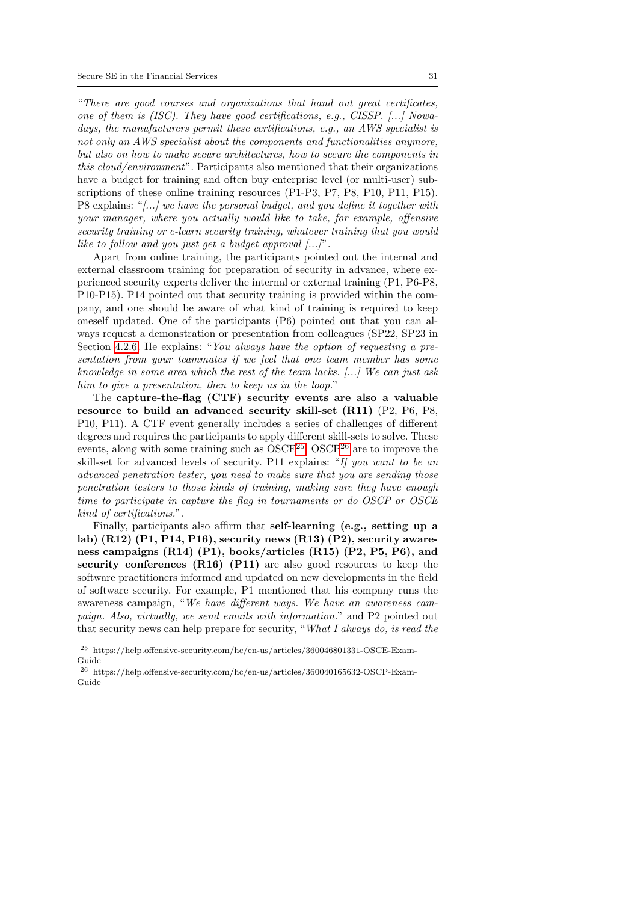"*There are good courses and organizations that hand out great certificates, one of them is (ISC). They have good certifications, e.g., CISSP. [...] Nowadays, the manufacturers permit these certifications, e.g., an AWS specialist is not only an AWS specialist about the components and functionalities anymore, but also on how to make secure architectures, how to secure the components in this cloud/environment*". Participants also mentioned that their organizations have a budget for training and often buy enterprise level (or multi-user) subscriptions of these online training resources (P1-P3, P7, P8, P10, P11, P15). P8 explains: "*[...] we have the personal budget, and you define it together with your manager, where you actually would like to take, for example, offensive security training or e-learn security training, whatever training that you would like to follow and you just get a budget approval [...]*".

Apart from online training, the participants pointed out the internal and external classroom training for preparation of security in advance, where experienced security experts deliver the internal or external training (P1, P6-P8, P10-P15). P14 pointed out that security training is provided within the company, and one should be aware of what kind of training is required to keep oneself updated. One of the participants (P6) pointed out that you can always request a demonstration or presentation from colleagues (SP22, SP23 in Section 4.2.6. He explains: "*You always have the option of requesting a presentation from your teammates if we feel that one team member has some knowledge in some area which the rest of the team lacks. [...] We can just ask him to give a presentation, then to keep us in the loop.*"

The **capture-the-flag (CTF) security events are also a valuable resource to build an advanced security skill-set (R11)** (P2, P6, P8, P10, P11). A CTF event generally includes a series of challenges of different degrees and requires the participants to apply different skill-sets to solve. These events, along with some training such as OSCE[25], OSCP[26] are to improve the skill-set for advanced levels of security. P11 explains: "*If you want to be an advanced penetration tester, you need to make sure that you are sending those penetration testers to those kinds of training, making sure they have enough time to participate in capture the flag in tournaments or do OSCP or OSCE kind of certifications.*".

Finally, participants also affirm that **self-learning (e.g., setting up a lab) (R12) (P1, P14, P16), security news (R13) (P2), security awareness campaigns (R14) (P1), books/articles (R15) (P2, P5, P6), and security conferences (R16) (P11)** are also good resources to keep the software practitioners informed and updated on new developments in the field of software security. For example, P1 mentioned that his company runs the awareness campaign, "*We have different ways. We have an awareness campaign. Also, virtually, we send emails with information.*" and P2 pointed out that security news can help prepare for security, "*What I always do, is read the*

[25] https://help.offensive-security.com/hc/en-us/articles/360046801331-OSCE-Exam-Guide

[26] https://help.offensive-security.com/hc/en-us/articles/360040165632-OSCP-Exam-Guide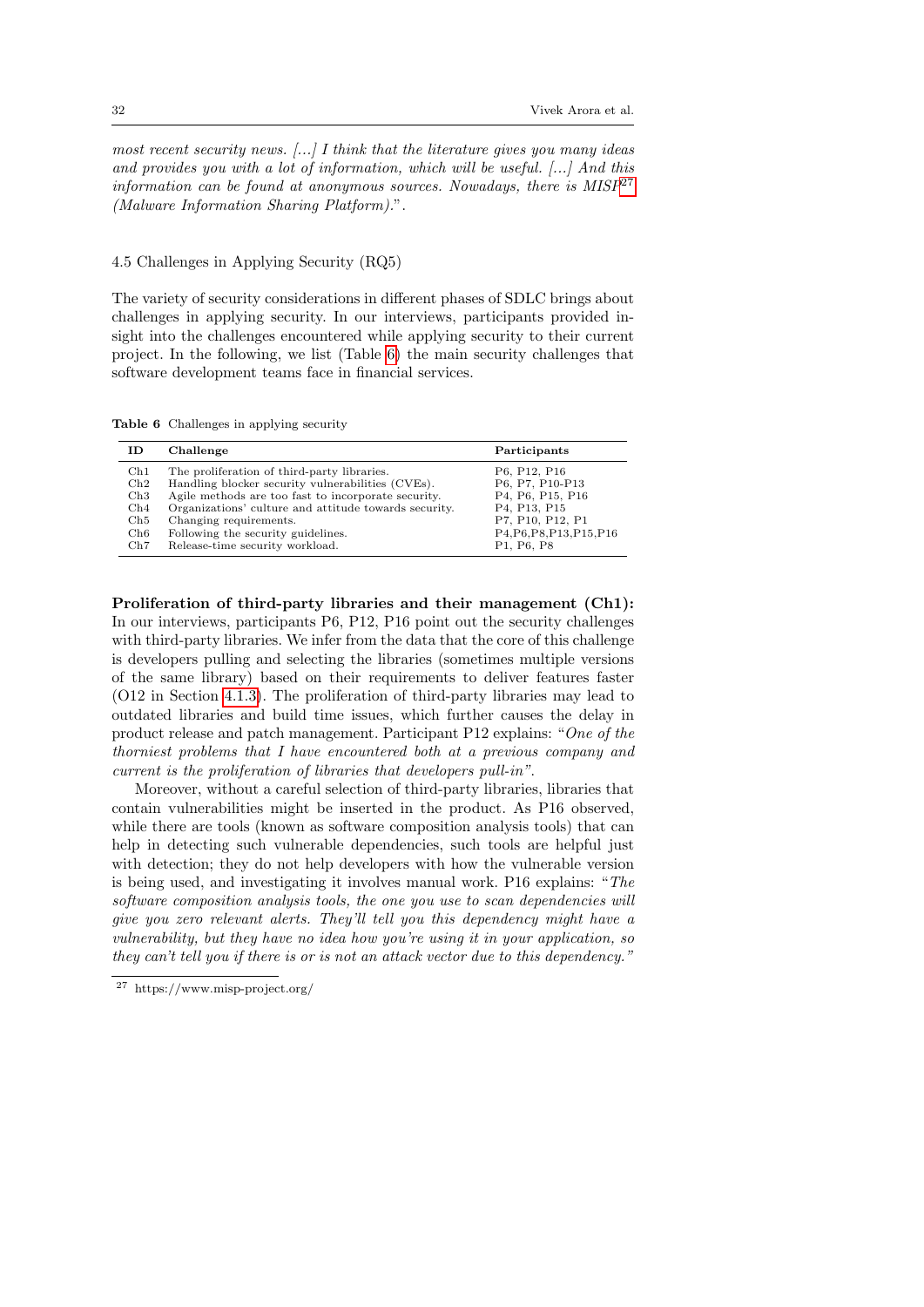*most recent security news. [...] I think that the literature gives you many ideas and provides you with a lot of information, which will be useful. [...] And this information can be found at anonymous sources. Nowadays, there is MISP*[27] *(Malware Information Sharing Platform).*".

### 4.5 Challenges in Applying Security (RQ5)

The variety of security considerations in different phases of SDLC brings about challenges in applying security. In our interviews, participants provided insight into the challenges encountered while applying security to their current project. In the following, we list (Table 6) the main security challenges that software development teams face in financial services.

**Table 6** Challenges in applying security

| ID | Challenge | Participants |
|---|---|---|
| Ch1 | The proliferation of third-party libraries. | P6, P12, P16 |
| Ch2 | Handling blocker security vulnerabilities (CVEs). | P6, P7, P10-P13 |
| Ch3 | Agile methods are too fast to incorporate security. | P4, P6, P15, P16 |
| Ch4 | Organizations' culture and attitude towards security. | P4, P13, P15 |
| Ch5 | Changing requirements. | P7, P10, P12, P1 |
| Ch6 | Following the security guidelines. | P4,P6,P8,P13,P15,P16 |
| Ch7 | Release-time security workload. | P1, P6, P8 |

**Proliferation of third-party libraries and their management (Ch1):** In our interviews, participants P6, P12, P16 point out the security challenges with third-party libraries. We infer from the data that the core of this challenge is developers pulling and selecting the libraries (sometimes multiple versions of the same library) based on their requirements to deliver features faster (O12 in Section 4.1.3). The proliferation of third-party libraries may lead to outdated libraries and build time issues, which further causes the delay in product release and patch management. Participant P12 explains: "*One of the thorniest problems that I have encountered both at a previous company and current is the proliferation of libraries that developers pull-in*".

Moreover, without a careful selection of third-party libraries, libraries that contain vulnerabilities might be inserted in the product. As P16 observed, while there are tools (known as software composition analysis tools) that can help in detecting such vulnerable dependencies, such tools are helpful just with detection; they do not help developers with how the vulnerable version is being used, and investigating it involves manual work. P16 explains: "*The software composition analysis tools, the one you use to scan dependencies will give you zero relevant alerts. They'll tell you this dependency might have a vulnerability, but they have no idea how you're using it in your application, so they can't tell you if there is or is not an attack vector due to this dependency.*"

[27] https://www.misp-project.org/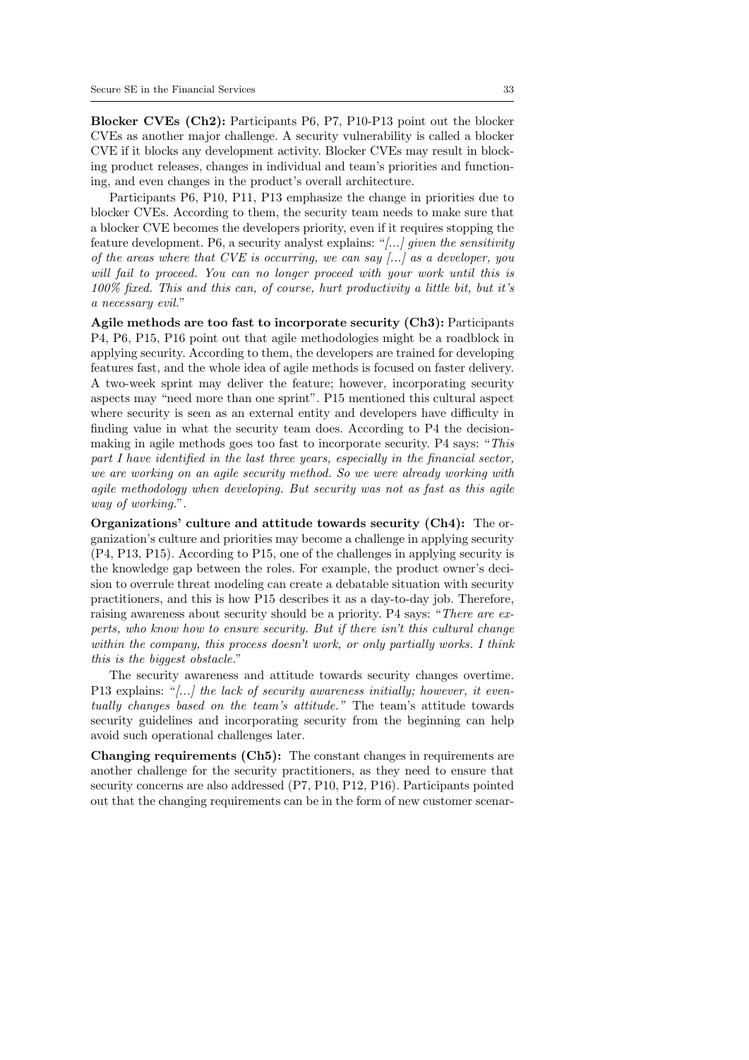**Blocker CVEs (Ch2):** Participants P6, P7, P10-P13 point out the blocker CVEs as another major challenge. A security vulnerability is called a blocker CVE if it blocks any development activity. Blocker CVEs may result in blocking product releases, changes in individual and team's priorities and functioning, and even changes in the product's overall architecture.

Participants P6, P10, P11, P13 emphasize the change in priorities due to blocker CVEs. According to them, the security team needs to make sure that a blocker CVE becomes the developers priority, even if it requires stopping the feature development. P6, a security analyst explains: "*[...] given the sensitivity of the areas where that CVE is occurring, we can say [...] as a developer, you will fail to proceed. You can no longer proceed with your work until this is 100% fixed. This and this can, of course, hurt productivity a little bit, but it's a necessary evil.*"

**Agile methods are too fast to incorporate security (Ch3):** Participants P4, P6, P15, P16 point out that agile methodologies might be a roadblock in applying security. According to them, the developers are trained for developing features fast, and the whole idea of agile methods is focused on faster delivery. A two-week sprint may deliver the feature; however, incorporating security aspects may "need more than one sprint". P15 mentioned this cultural aspect where security is seen as an external entity and developers have difficulty in finding value in what the security team does. According to P4 the decision-making in agile methods goes too fast to incorporate security. P4 says: "*This part I have identified in the last three years, especially in the financial sector, we are working on an agile security method. So we were already working with agile methodology when developing. But security was not as fast as this agile way of working.*".

**Organizations' culture and attitude towards security (Ch4):** The organization's culture and priorities may become a challenge in applying security (P4, P13, P15). According to P15, one of the challenges in applying security is the knowledge gap between the roles. For example, the product owner's decision to overrule threat modeling can create a debatable situation with security practitioners, and this is how P15 describes it as a day-to-day job. Therefore, raising awareness about security should be a priority. P4 says: "*There are experts, who know how to ensure security. But if there isn't this cultural change within the company, this process doesn't work, or only partially works. I think this is the biggest obstacle.*"

The security awareness and attitude towards security changes overtime. P13 explains: "*[...] the lack of security awareness initially; however, it eventually changes based on the team's attitude.*" The team's attitude towards security guidelines and incorporating security from the beginning can help avoid such operational challenges later.

**Changing requirements (Ch5):** The constant changes in requirements are another challenge for the security practitioners, as they need to ensure that security concerns are also addressed (P7, P10, P12, P16). Participants pointed out that the changing requirements can be in the form of new customer scenar-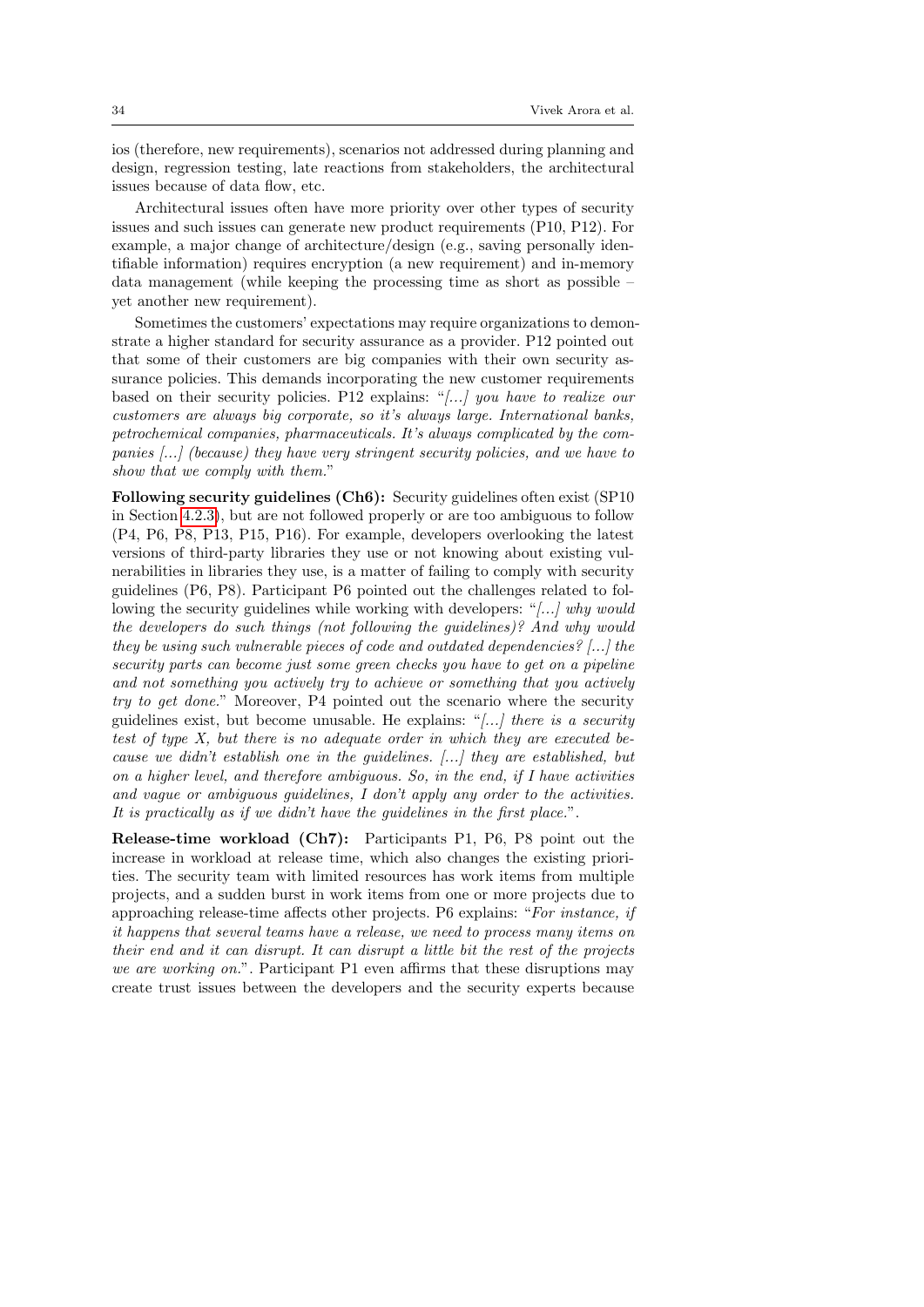ios (therefore, new requirements), scenarios not addressed during planning and design, regression testing, late reactions from stakeholders, the architectural issues because of data flow, etc.

Architectural issues often have more priority over other types of security issues and such issues can generate new product requirements (P10, P12). For example, a major change of architecture/design (e.g., saving personally identifiable information) requires encryption (a new requirement) and in-memory data management (while keeping the processing time as short as possible – yet another new requirement).

Sometimes the customers' expectations may require organizations to demonstrate a higher standard for security assurance as a provider. P12 pointed out that some of their customers are big companies with their own security assurance policies. This demands incorporating the new customer requirements based on their security policies. P12 explains: "*[...] you have to realize our customers are always big corporate, so it's always large. International banks, petrochemical companies, pharmaceuticals. It's always complicated by the companies [...] (because) they have very stringent security policies, and we have to show that we comply with them.*"

**Following security guidelines (Ch6):** Security guidelines often exist (SP10 in Section 4.2.3), but are not followed properly or are too ambiguous to follow (P4, P6, P8, P13, P15, P16). For example, developers overlooking the latest versions of third-party libraries they use or not knowing about existing vulnerabilities in libraries they use, is a matter of failing to comply with security guidelines (P6, P8). Participant P6 pointed out the challenges related to following the security guidelines while working with developers: "*[...] why would the developers do such things (not following the guidelines)? And why would they be using such vulnerable pieces of code and outdated dependencies? [...] the security parts can become just some green checks you have to get on a pipeline and not something you actively try to achieve or something that you actively try to get done.*" Moreover, P4 pointed out the scenario where the security guidelines exist, but become unusable. He explains: "*[...] there is a security test of type X, but there is no adequate order in which they are executed because we didn't establish one in the guidelines. [...] they are established, but on a higher level, and therefore ambiguous. So, in the end, if I have activities and vague or ambiguous guidelines, I don't apply any order to the activities. It is practically as if we didn't have the guidelines in the first place.*".

**Release-time workload (Ch7):** Participants P1, P6, P8 point out the increase in workload at release time, which also changes the existing priorities. The security team with limited resources has work items from multiple projects, and a sudden burst in work items from one or more projects due to approaching release-time affects other projects. P6 explains: "*For instance, if it happens that several teams have a release, we need to process many items on their end and it can disrupt. It can disrupt a little bit the rest of the projects we are working on.*". Participant P1 even affirms that these disruptions may create trust issues between the developers and the security experts because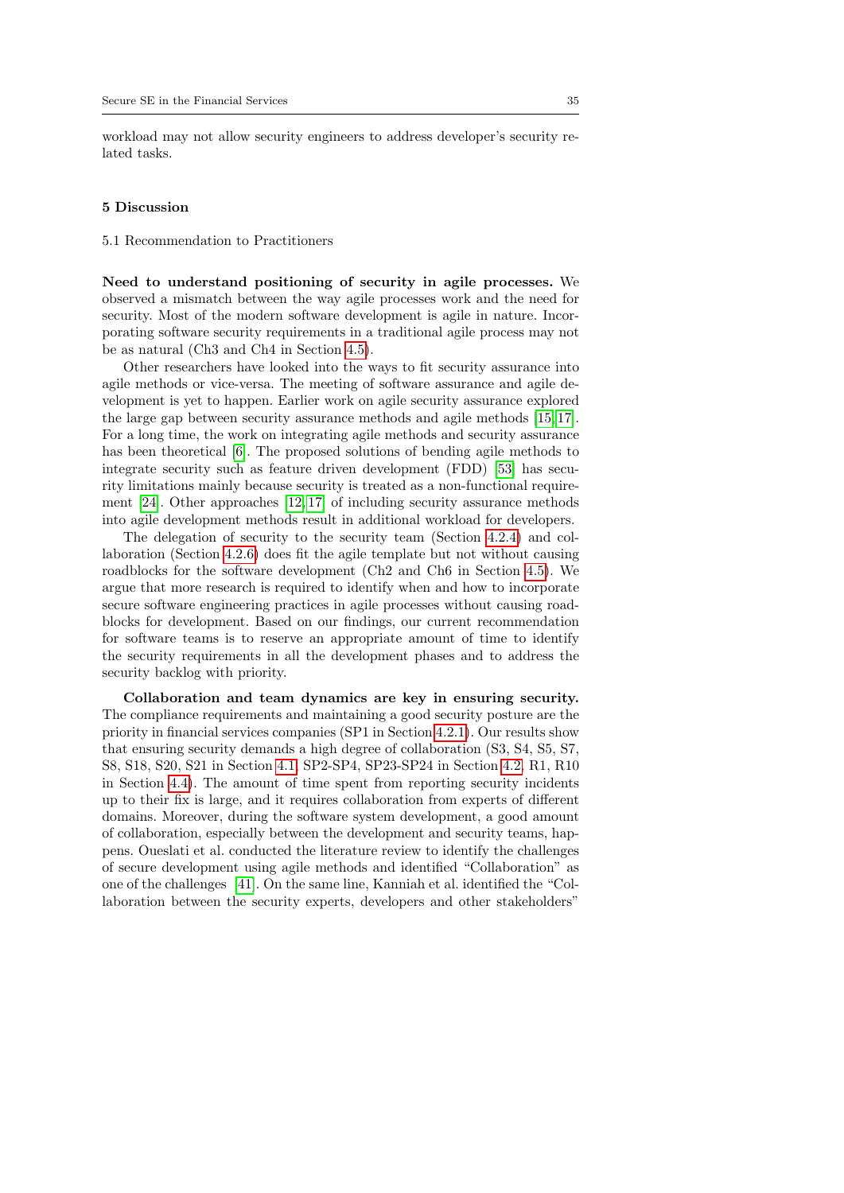workload may not allow security engineers to address developer's security related tasks.

## 5 Discussion

### 5.1 Recommendation to Practitioners

**Need to understand positioning of security in agile processes.** We observed a mismatch between the way agile processes work and the need for security. Most of the modern software development is agile in nature. Incorporating software security requirements in a traditional agile process may not be as natural (Ch3 and Ch4 in Section 4.5).

Other researchers have looked into the ways to fit security assurance into agile methods or vice-versa. The meeting of software assurance and agile development is yet to happen. Earlier work on agile security assurance explored the large gap between security assurance methods and agile methods [15, 17]. For a long time, the work on integrating agile methods and security assurance has been theoretical [6]. The proposed solutions of bending agile methods to integrate security such as feature driven development (FDD) [53] has security limitations mainly because security is treated as a non-functional requirement [24]. Other approaches [12, 17] of including security assurance methods into agile development methods result in additional workload for developers.

The delegation of security to the security team (Section 4.2.4) and collaboration (Section 4.2.6) does fit the agile template but not without causing roadblocks for the software development (Ch2 and Ch6 in Section 4.5). We argue that more research is required to identify when and how to incorporate secure software engineering practices in agile processes without causing roadblocks for development. Based on our findings, our current recommendation for software teams is to reserve an appropriate amount of time to identify the security requirements in all the development phases and to address the security backlog with priority.

**Collaboration and team dynamics are key in ensuring security.** The compliance requirements and maintaining a good security posture are the priority in financial services companies (SP1 in Section 4.2.1). Our results show that ensuring security demands a high degree of collaboration (S3, S4, S5, S7, S8, S18, S20, S21 in Section 4.1, SP2-SP4, SP23-SP24 in Section 4.2, R1, R10 in Section 4.4). The amount of time spent from reporting security incidents up to their fix is large, and it requires collaboration from experts of different domains. Moreover, during the software system development, a good amount of collaboration, especially between the development and security teams, happens. Oueslati et al. conducted the literature review to identify the challenges of secure development using agile methods and identified "Collaboration" as one of the challenges [41]. On the same line, Kanniah et al. identified the "Collaboration between the security experts, developers and other stakeholders"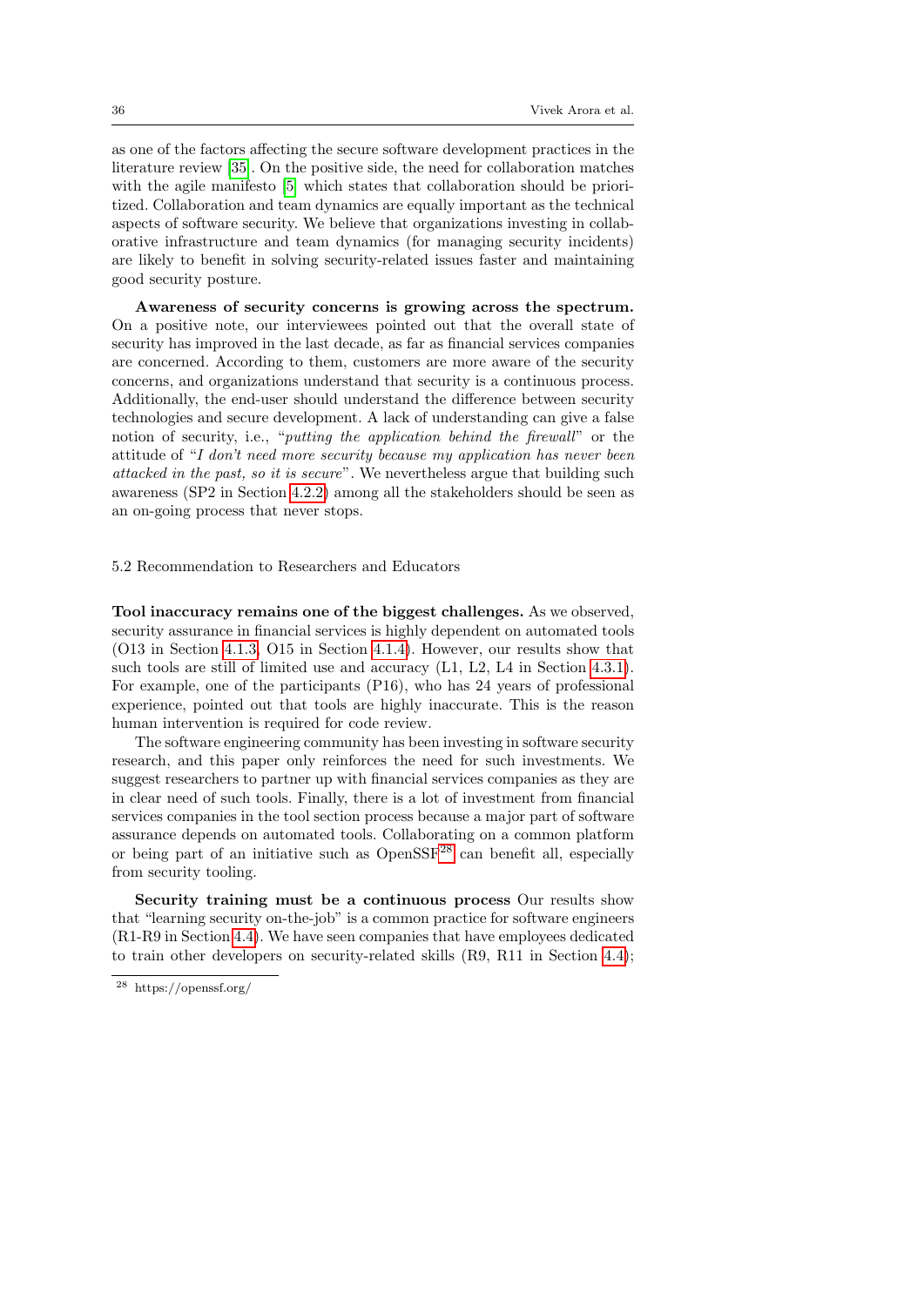as one of the factors affecting the secure software development practices in the literature review [35]. On the positive side, the need for collaboration matches with the agile manifesto [5] which states that collaboration should be prioritized. Collaboration and team dynamics are equally important as the technical aspects of software security. We believe that organizations investing in collaborative infrastructure and team dynamics (for managing security incidents) are likely to benefit in solving security-related issues faster and maintaining good security posture.

**Awareness of security concerns is growing across the spectrum.** On a positive note, our interviewees pointed out that the overall state of security has improved in the last decade, as far as financial services companies are concerned. According to them, customers are more aware of the security concerns, and organizations understand that security is a continuous process. Additionally, the end-user should understand the difference between security technologies and secure development. A lack of understanding can give a false notion of security, i.e., "*putting the application behind the firewall*" or the attitude of "*I don't need more security because my application has never been attacked in the past, so it is secure*". We nevertheless argue that building such awareness (SP2 in Section 4.2.2) among all the stakeholders should be seen as an on-going process that never stops.

### 5.2 Recommendation to Researchers and Educators

**Tool inaccuracy remains one of the biggest challenges.** As we observed, security assurance in financial services is highly dependent on automated tools (O13 in Section 4.1.3, O15 in Section 4.1.4). However, our results show that such tools are still of limited use and accuracy (L1, L2, L4 in Section 4.3.1). For example, one of the participants (P16), who has 24 years of professional experience, pointed out that tools are highly inaccurate. This is the reason human intervention is required for code review.

The software engineering community has been investing in software security research, and this paper only reinforces the need for such investments. We suggest researchers to partner up with financial services companies as they are in clear need of such tools. Finally, there is a lot of investment from financial services companies in the tool section process because a major part of software assurance depends on automated tools. Collaborating on a common platform or being part of an initiative such as OpenSSF[28] can benefit all, especially from security tooling.

**Security training must be a continuous process** Our results show that "learning security on-the-job" is a common practice for software engineers (R1-R9 in Section 4.4). We have seen companies that have employees dedicated to train other developers on security-related skills (R9, R11 in Section 4.4);

[28] https://openssf.org/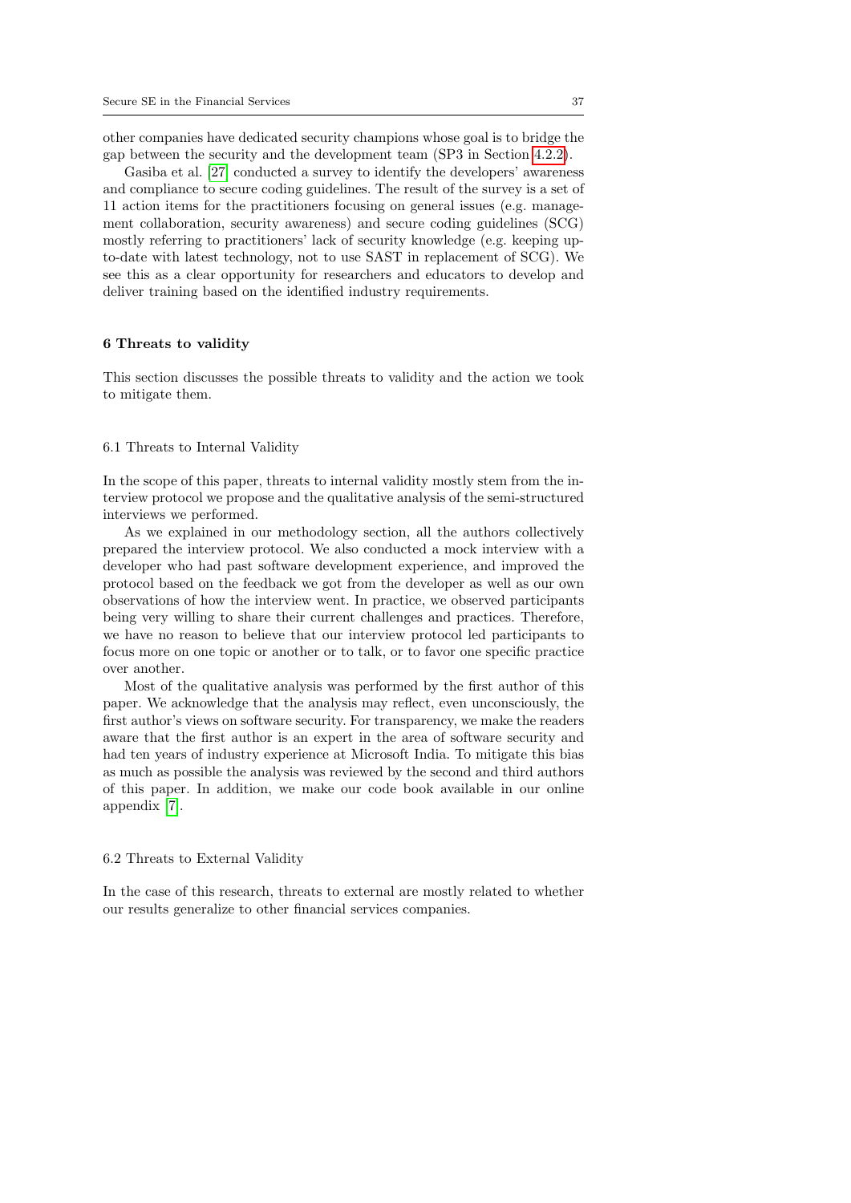other companies have dedicated security champions whose goal is to bridge the gap between the security and the development team (SP3 in Section 4.2.2).

Gasiba et al. [27] conducted a survey to identify the developers' awareness and compliance to secure coding guidelines. The result of the survey is a set of 11 action items for the practitioners focusing on general issues (e.g. management collaboration, security awareness) and secure coding guidelines (SCG) mostly referring to practitioners' lack of security knowledge (e.g. keeping up-to-date with latest technology, not to use SAST in replacement of SCG). We see this as a clear opportunity for researchers and educators to develop and deliver training based on the identified industry requirements.

## 6 Threats to validity

This section discusses the possible threats to validity and the action we took to mitigate them.

### 6.1 Threats to Internal Validity

In the scope of this paper, threats to internal validity mostly stem from the interview protocol we propose and the qualitative analysis of the semi-structured interviews we performed.

As we explained in our methodology section, all the authors collectively prepared the interview protocol. We also conducted a mock interview with a developer who had past software development experience, and improved the protocol based on the feedback we got from the developer as well as our own observations of how the interview went. In practice, we observed participants being very willing to share their current challenges and practices. Therefore, we have no reason to believe that our interview protocol led participants to focus more on one topic or another or to talk, or to favor one specific practice over another.

Most of the qualitative analysis was performed by the first author of this paper. We acknowledge that the analysis may reflect, even unconsciously, the first author's views on software security. For transparency, we make the readers aware that the first author is an expert in the area of software security and had ten years of industry experience at Microsoft India. To mitigate this bias as much as possible the analysis was reviewed by the second and third authors of this paper. In addition, we make our code book available in our online appendix [7].

### 6.2 Threats to External Validity

In the case of this research, threats to external are mostly related to whether our results generalize to other financial services companies.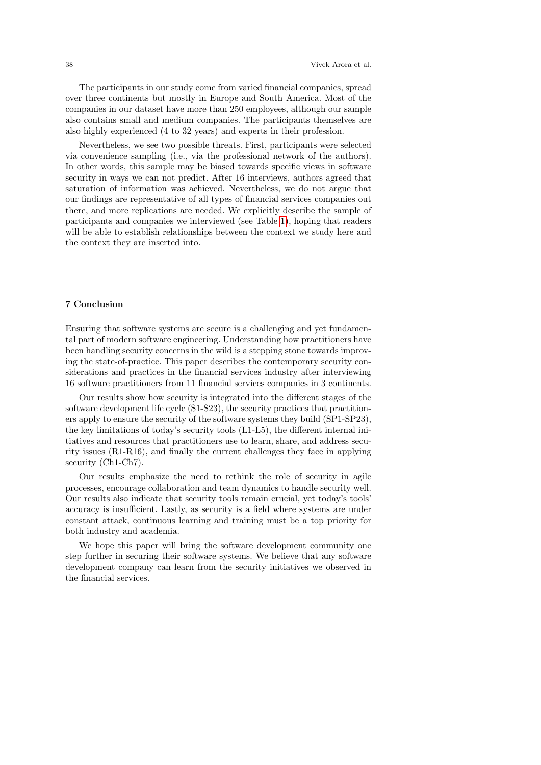The participants in our study come from varied financial companies, spread over three continents but mostly in Europe and South America. Most of the companies in our dataset have more than 250 employees, although our sample also contains small and medium companies. The participants themselves are also highly experienced (4 to 32 years) and experts in their profession.

Nevertheless, we see two possible threats. First, participants were selected via convenience sampling (i.e., via the professional network of the authors). In other words, this sample may be biased towards specific views in software security in ways we can not predict. After 16 interviews, authors agreed that saturation of information was achieved. Nevertheless, we do not argue that our findings are representative of all types of financial services companies out there, and more replications are needed. We explicitly describe the sample of participants and companies we interviewed (see Table 1), hoping that readers will be able to establish relationships between the context we study here and the context they are inserted into.

## 7 Conclusion

Ensuring that software systems are secure is a challenging and yet fundamental part of modern software engineering. Understanding how practitioners have been handling security concerns in the wild is a stepping stone towards improving the state-of-practice. This paper describes the contemporary security considerations and practices in the financial services industry after interviewing 16 software practitioners from 11 financial services companies in 3 continents.

Our results show how security is integrated into the different stages of the software development life cycle (S1-S23), the security practices that practitioners apply to ensure the security of the software systems they build (SP1-SP23), the key limitations of today's security tools (L1-L5), the different internal initiatives and resources that practitioners use to learn, share, and address security issues (R1-R16), and finally the current challenges they face in applying security (Ch1-Ch7).

Our results emphasize the need to rethink the role of security in agile processes, encourage collaboration and team dynamics to handle security well. Our results also indicate that security tools remain crucial, yet today's tools' accuracy is insufficient. Lastly, as security is a field where systems are under constant attack, continuous learning and training must be a top priority for both industry and academia.

We hope this paper will bring the software development community one step further in securing their software systems. We believe that any software development company can learn from the security initiatives we observed in the financial services.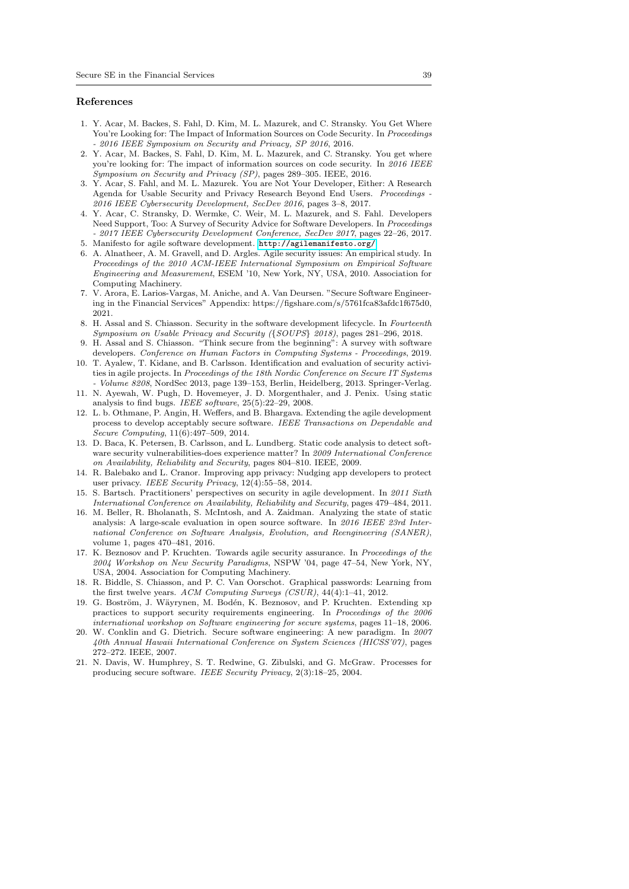## References

1. Y. Acar, M. Backes, S. Fahl, D. Kim, M. L. Mazurek, and C. Stransky. You Get Where You're Looking for: The Impact of Information Sources on Code Security. In *Proceedings - 2016 IEEE Symposium on Security and Privacy, SP 2016*, 2016.
2. Y. Acar, M. Backes, S. Fahl, D. Kim, M. L. Mazurek, and C. Stransky. You get where you're looking for: The impact of information sources on code security. In *2016 IEEE Symposium on Security and Privacy (SP)*, pages 289–305. IEEE, 2016.
3. Y. Acar, S. Fahl, and M. L. Mazurek. You are Not Your Developer, Either: A Research Agenda for Usable Security and Privacy Research Beyond End Users. *Proceedings - 2016 IEEE Cybersecurity Development, SecDev 2016*, pages 3–8, 2017.
4. Y. Acar, C. Stransky, D. Wermke, C. Weir, M. L. Mazurek, and S. Fahl. Developers Need Support, Too: A Survey of Security Advice for Software Developers. In *Proceedings - 2017 IEEE Cybersecurity Development Conference, SecDev 2017*, pages 22–26, 2017.
5. Manifesto for agile software development. http://agilemanifesto.org/
6. A. Alnatheer, A. M. Gravell, and D. Argles. Agile security issues: An empirical study. In *Proceedings of the 2010 ACM-IEEE International Symposium on Empirical Software Engineering and Measurement*, ESEM '10, New York, NY, USA, 2010. Association for Computing Machinery.
7. V. Arora, E. Larios-Vargas, M. Aniche, and A. Van Deursen. "Secure Software Engineering in the Financial Services" Appendix: https://figshare.com/s/5761fca83afdc1f675d0, 2021.
8. H. Assal and S. Chiasson. Security in the software development lifecycle. In *Fourteenth Symposium on Usable Privacy and Security ({SOUPS} 2018)*, pages 281–296, 2018.
9. H. Assal and S. Chiasson. "Think secure from the beginning": A survey with software developers. *Conference on Human Factors in Computing Systems - Proceedings*, 2019.
10. T. Ayalew, T. Kidane, and B. Carlsson. Identification and evaluation of security activities in agile projects. In *Proceedings of the 18th Nordic Conference on Secure IT Systems - Volume 8208*, NordSec 2013, page 139–153, Berlin, Heidelberg, 2013. Springer-Verlag.
11. N. Ayewah, W. Pugh, D. Hovemeyer, J. D. Morgenthaler, and J. Penix. Using static analysis to find bugs. *IEEE software*, 25(5):22–29, 2008.
12. L. b. Othmane, P. Angin, H. Weffers, and B. Bhargava. Extending the agile development process to develop acceptably secure software. *IEEE Transactions on Dependable and Secure Computing*, 11(6):497–509, 2014.
13. D. Baca, K. Petersen, B. Carlsson, and L. Lundberg. Static code analysis to detect software security vulnerabilities-does experience matter? In *2009 International Conference on Availability, Reliability and Security*, pages 804–810. IEEE, 2009.
14. R. Balebako and L. Cranor. Improving app privacy: Nudging app developers to protect user privacy. *IEEE Security Privacy*, 12(4):55–58, 2014.
15. S. Bartsch. Practitioners' perspectives on security in agile development. In *2011 Sixth International Conference on Availability, Reliability and Security*, pages 479–484, 2011.
16. M. Beller, R. Bholanath, S. McIntosh, and A. Zaidman. Analyzing the state of static analysis: A large-scale evaluation in open source software. In *2016 IEEE 23rd International Conference on Software Analysis, Evolution, and Reengineering (SANER)*, volume 1, pages 470–481, 2016.
17. K. Beznosov and P. Kruchten. Towards agile security assurance. In *Proceedings of the 2004 Workshop on New Security Paradigms*, NSPW '04, page 47–54, New York, NY, USA, 2004. Association for Computing Machinery.
18. R. Biddle, S. Chiasson, and P. C. Van Oorschot. Graphical passwords: Learning from the first twelve years. *ACM Computing Surveys (CSUR)*, 44(4):1–41, 2012.
19. G. Boström, J. Wäyrynen, M. Bodén, K. Beznosov, and P. Kruchten. Extending xp practices to support security requirements engineering. In *Proceedings of the 2006 international workshop on Software engineering for secure systems*, pages 11–18, 2006.
20. W. Conklin and G. Dietrich. Secure software engineering: A new paradigm. In *2007 40th Annual Hawaii International Conference on System Sciences (HICSS'07)*, pages 272–272. IEEE, 2007.
21. N. Davis, W. Humphrey, S. T. Redwine, G. Zibulski, and G. McGraw. Processes for producing secure software. *IEEE Security Privacy*, 2(3):18–25, 2004.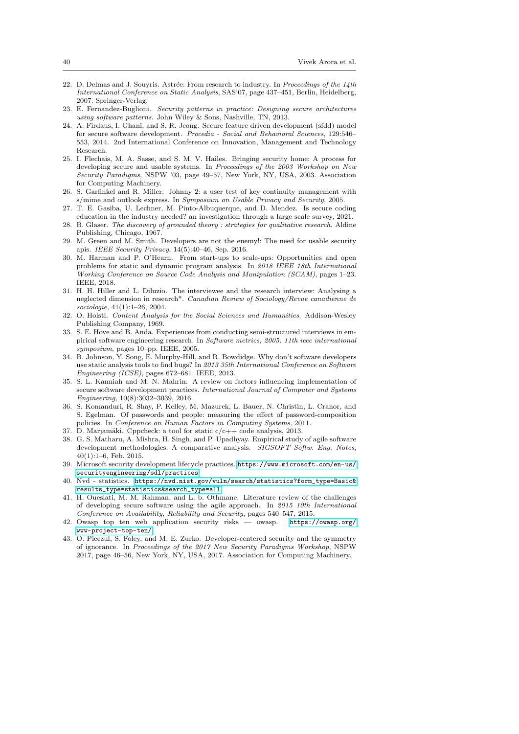22. D. Delmas and J. Souyris. Astrée: From research to industry. In *Proceedings of the 14th International Conference on Static Analysis*, SAS'07, page 437–451, Berlin, Heidelberg, 2007. Springer-Verlag.
23. E. Fernandez-Buglioni. *Security patterns in practice: Designing secure architectures using software patterns*. John Wiley & Sons, Nashville, TN, 2013.
24. A. Firdaus, I. Ghani, and S. R. Jeong. Secure feature driven development (sfdd) model for secure software development. *Procedia - Social and Behavioral Sciences*, 129:546–553, 2014. 2nd International Conference on Innovation, Management and Technology Research.
25. I. Flechais, M. A. Sasse, and S. M. V. Hailes. Bringing security home: A process for developing secure and usable systems. In *Proceedings of the 2003 Workshop on New Security Paradigms*, NSPW '03, page 49–57, New York, NY, USA, 2003. Association for Computing Machinery.
26. S. Garfinkel and R. Miller. Johnny 2: a user test of key continuity management with s/mime and outlook express. In *Symposium on Usable Privacy and Security*, 2005.
27. T. E. Gasiba, U. Lechner, M. Pinto-Albuquerque, and D. Mendez. Is secure coding education in the industry needed? an investigation through a large scale survey, 2021.
28. B. Glaser. *The discovery of grounded theory : strategies for qualitative research*. Aldine Publishing, Chicago, 1967.
29. M. Green and M. Smith. Developers are not the enemy!: The need for usable security apis. *IEEE Security Privacy*, 14(5):40–46, Sep. 2016.
30. M. Harman and P. O'Hearn. From start-ups to scale-ups: Opportunities and open problems for static and dynamic program analysis. In *2018 IEEE 18th International Working Conference on Source Code Analysis and Manipulation (SCAM)*, pages 1–23. IEEE, 2018.
31. H. H. Hiller and L. Diluzio. The interviewee and the research interview: Analysing a neglected dimension in research*. *Canadian Review of Sociology/Revue canadienne de sociologie*, 41(1):1–26, 2004.
32. O. Holsti. *Content Analysis for the Social Sciences and Humanities*. Addison-Wesley Publishing Company, 1969.
33. S. E. Hove and B. Anda. Experiences from conducting semi-structured interviews in empirical software engineering research. In *Software metrics, 2005. 11th ieee international symposium*, pages 10–pp. IEEE, 2005.
34. B. Johnson, Y. Song, E. Murphy-Hill, and R. Bowdidge. Why don't software developers use static analysis tools to find bugs? In *2013 35th International Conference on Software Engineering (ICSE)*, pages 672–681. IEEE, 2013.
35. S. L. Kanniah and M. N. Mahrin. A review on factors influencing implementation of secure software development practices. *International Journal of Computer and Systems Engineering*, 10(8):3032–3039, 2016.
36. S. Komanduri, R. Shay, P. Kelley, M. Mazurek, L. Bauer, N. Christin, L. Cranor, and S. Egelman. Of passwords and people: measuring the effect of password-composition policies. In *Conference on Human Factors in Computing Systems*, 2011.
37. D. Marjamäki. Cppcheck: a tool for static c/c++ code analysis, 2013.
38. G. S. Matharu, A. Mishra, H. Singh, and P. Upadhyay. Empirical study of agile software development methodologies: A comparative analysis. *SIGSOFT Softw. Eng. Notes*, 40(1):1–6, Feb. 2015.
39. Microsoft security development lifecycle practices. https://www.microsoft.com/en-us/securityengineering/sdl/practices.
40. Nvd - statistics. https://nvd.nist.gov/vuln/search/statistics?form_type=Basic&results_type=statistics&search_type=all.
41. H. Oueslati, M. M. Rahman, and L. b. Othmane. Literature review of the challenges of developing secure software using the agile approach. In *2015 10th International Conference on Availability, Reliability and Security*, pages 540–547, 2015.
42. Owasp top ten web application security risks — owasp. https://owasp.org/www-project-top-ten/.
43. O. Pieczul, S. Foley, and M. E. Zurko. Developer-centered security and the symmetry of ignorance. In *Proceedings of the 2017 New Security Paradigms Workshop*, NSPW 2017, page 46–56, New York, NY, USA, 2017. Association for Computing Machinery.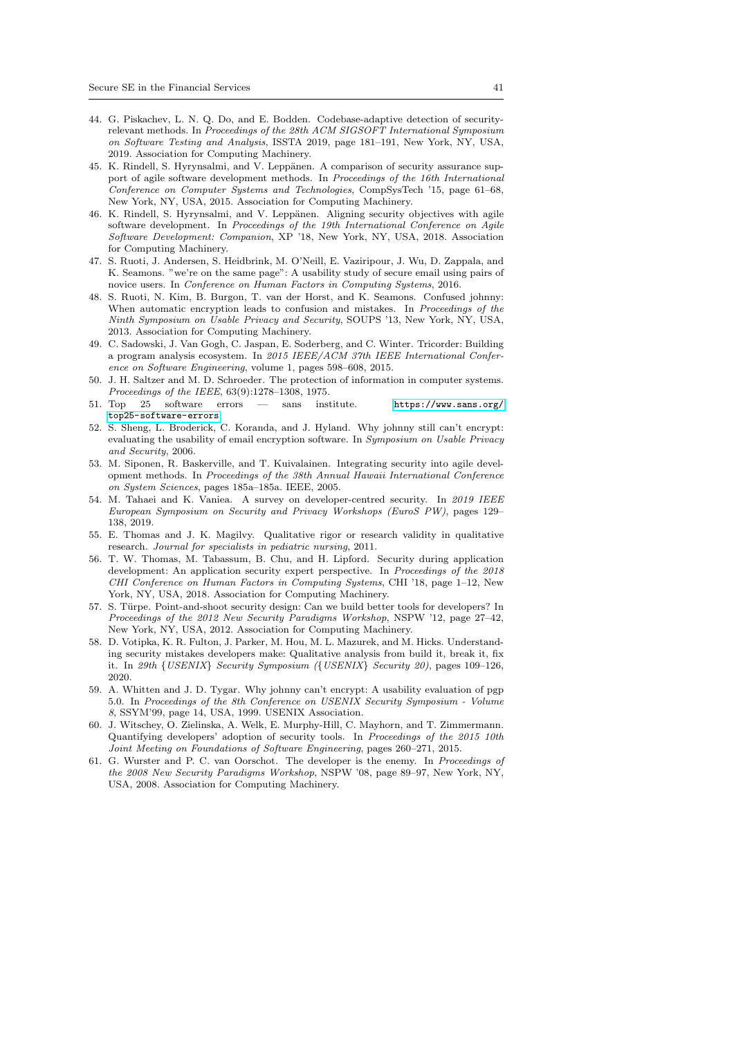44. G. Piskachev, L. N. Q. Do, and E. Bodden. Codebase-adaptive detection of security-relevant methods. In *Proceedings of the 28th ACM SIGSOFT International Symposium on Software Testing and Analysis*, ISSTA 2019, page 181–191, New York, NY, USA, 2019. Association for Computing Machinery.
45. K. Rindell, S. Hyrynsalmi, and V. Leppänen. A comparison of security assurance support of agile software development methods. In *Proceedings of the 16th International Conference on Computer Systems and Technologies*, CompSysTech '15, page 61–68, New York, NY, USA, 2015. Association for Computing Machinery.
46. K. Rindell, S. Hyrynsalmi, and V. Leppänen. Aligning security objectives with agile software development. In *Proceedings of the 19th International Conference on Agile Software Development: Companion*, XP '18, New York, NY, USA, 2018. Association for Computing Machinery.
47. S. Ruoti, J. Andersen, S. Heidbrink, M. O'Neill, E. Vaziripour, J. Wu, D. Zappala, and K. Seamons. "we're on the same page": A usability study of secure email using pairs of novice users. In *Conference on Human Factors in Computing Systems*, 2016.
48. S. Ruoti, N. Kim, B. Burgon, T. van der Horst, and K. Seamons. Confused johnny: When automatic encryption leads to confusion and mistakes. In *Proceedings of the Ninth Symposium on Usable Privacy and Security*, SOUPS '13, New York, NY, USA, 2013. Association for Computing Machinery.
49. C. Sadowski, J. Van Gogh, C. Jaspan, E. Soderberg, and C. Winter. Tricorder: Building a program analysis ecosystem. In *2015 IEEE/ACM 37th IEEE International Conference on Software Engineering*, volume 1, pages 598–608, 2015.
50. J. H. Saltzer and M. D. Schroeder. The protection of information in computer systems. *Proceedings of the IEEE*, 63(9):1278–1308, 1975.
51. Top 25 software errors — sans institute. https://www.sans.org/top25-software-errors.
52. S. Sheng, L. Broderick, C. Koranda, and J. Hyland. Why johnny still can't encrypt: evaluating the usability of email encryption software. In *Symposium on Usable Privacy and Security*, 2006.
53. M. Siponen, R. Baskerville, and T. Kuivalainen. Integrating security into agile development methods. In *Proceedings of the 38th Annual Hawaii International Conference on System Sciences*, pages 185a–185a. IEEE, 2005.
54. M. Tahaei and K. Vaniea. A survey on developer-centred security. In *2019 IEEE European Symposium on Security and Privacy Workshops (EuroS PW)*, pages 129–138, 2019.
55. E. Thomas and J. K. Magilvy. Qualitative rigor or research validity in qualitative research. *Journal for specialists in pediatric nursing*, 2011.
56. T. W. Thomas, M. Tabassum, B. Chu, and H. Lipford. Security during application development: An application security expert perspective. In *Proceedings of the 2018 CHI Conference on Human Factors in Computing Systems*, CHI '18, page 1–12, New York, NY, USA, 2018. Association for Computing Machinery.
57. S. Türpe. Point-and-shoot security design: Can we build better tools for developers? In *Proceedings of the 2012 New Security Paradigms Workshop*, NSPW '12, page 27–42, New York, NY, USA, 2012. Association for Computing Machinery.
58. D. Votipka, K. R. Fulton, J. Parker, M. Hou, M. L. Mazurek, and M. Hicks. Understanding security mistakes developers make: Qualitative analysis from build it, break it, fix it. In *29th {USENIX} Security Symposium ({USENIX} Security 20)*, pages 109–126, 2020.
59. A. Whitten and J. D. Tygar. Why johnny can't encrypt: A usability evaluation of pgp 5.0. In *Proceedings of the 8th Conference on USENIX Security Symposium - Volume 8*, SSYM'99, page 14, USA, 1999. USENIX Association.
60. J. Witschey, O. Zielinska, A. Welk, E. Murphy-Hill, C. Mayhorn, and T. Zimmermann. Quantifying developers' adoption of security tools. In *Proceedings of the 2015 10th Joint Meeting on Foundations of Software Engineering*, pages 260–271, 2015.
61. G. Wurster and P. C. van Oorschot. The developer is the enemy. In *Proceedings of the 2008 New Security Paradigms Workshop*, NSPW '08, page 89–97, New York, NY, USA, 2008. Association for Computing Machinery.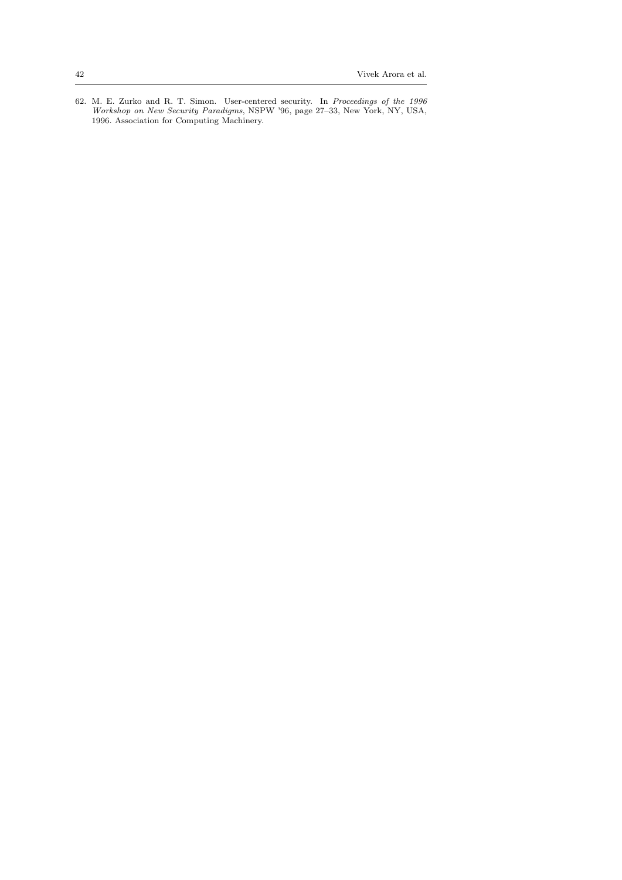62. M. E. Zurko and R. T. Simon. User-centered security. In *Proceedings of the 1996 Workshop on New Security Paradigms*, NSPW '96, page 27–33, New York, NY, USA, 1996. Association for Computing Machinery.